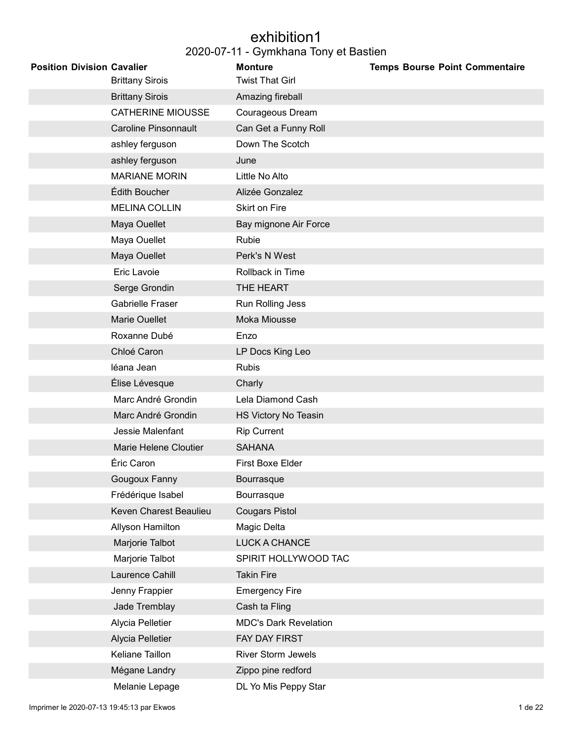# exhibition1

## 2020-07-11 - Gymkhana Tony et Bastien

| Position | Division | Cavalier | Monture | Temps | Bourse | Point | Commentaire |
|---|---|---|---|---|---|---|---|
| | | Brittany Sirois | Twist That Girl | | | | |
| | | Brittany Sirois | Amazing fireball | | | | |
| | | CATHERINE MIOUSSE | Courageous Dream | | | | |
| | | Caroline Pinsonnault | Can Get a Funny Roll | | | | |
| | | ashley ferguson | Down The Scotch | | | | |
| | | ashley ferguson | June | | | | |
| | | MARIANE MORIN | Little No Alto | | | | |
| | | Édith Boucher | Alizée Gonzalez | | | | |
| | | MELINA COLLIN | Skirt on Fire | | | | |
| | | Maya Ouellet | Bay mignone Air Force | | | | |
| | | Maya Ouellet | Rubie | | | | |
| | | Maya Ouellet | Perk's N West | | | | |
| | | Eric Lavoie | Rollback in Time | | | | |
| | | Serge Grondin | THE HEART | | | | |
| | | Gabrielle Fraser | Run Rolling Jess | | | | |
| | | Marie Ouellet | Moka Miousse | | | | |
| | | Roxanne Dubé | Enzo | | | | |
| | | Chloé Caron | LP Docs King Leo | | | | |
| | | léana Jean | Rubis | | | | |
| | | Élise Lévesque | Charly | | | | |
| | | Marc André Grondin | Lela Diamond Cash | | | | |
| | | Marc André Grondin | HS Victory No Teasin | | | | |
| | | Jessie Malenfant | Rip Current | | | | |
| | | Marie Helene Cloutier | SAHANA | | | | |
| | | Éric Caron | First Boxe Elder | | | | |
| | | Gougoux Fanny | Bourrasque | | | | |
| | | Frédérique Isabel | Bourrasque | | | | |
| | | Keven Charest Beaulieu | Cougars Pistol | | | | |
| | | Allyson Hamilton | Magic Delta | | | | |
| | | Marjorie Talbot | LUCK A CHANCE | | | | |
| | | Marjorie Talbot | SPIRIT HOLLYWOOD TAC | | | | |
| | | Laurence Cahill | Takin Fire | | | | |
| | | Jenny Frappier | Emergency Fire | | | | |
| | | Jade Tremblay | Cash ta Fling | | | | |
| | | Alycia Pelletier | MDC's Dark Revelation | | | | |
| | | Alycia Pelletier | FAY DAY FIRST | | | | |
| | | Keliane Taillon | River Storm Jewels | | | | |
| | | Mégane Landry | Zippo pine redford | | | | |
| | | Melanie Lepage | DL Yo Mis Peppy Star | | | | |

Imprimer le 2020-07-13 19:45:13 par Ekwos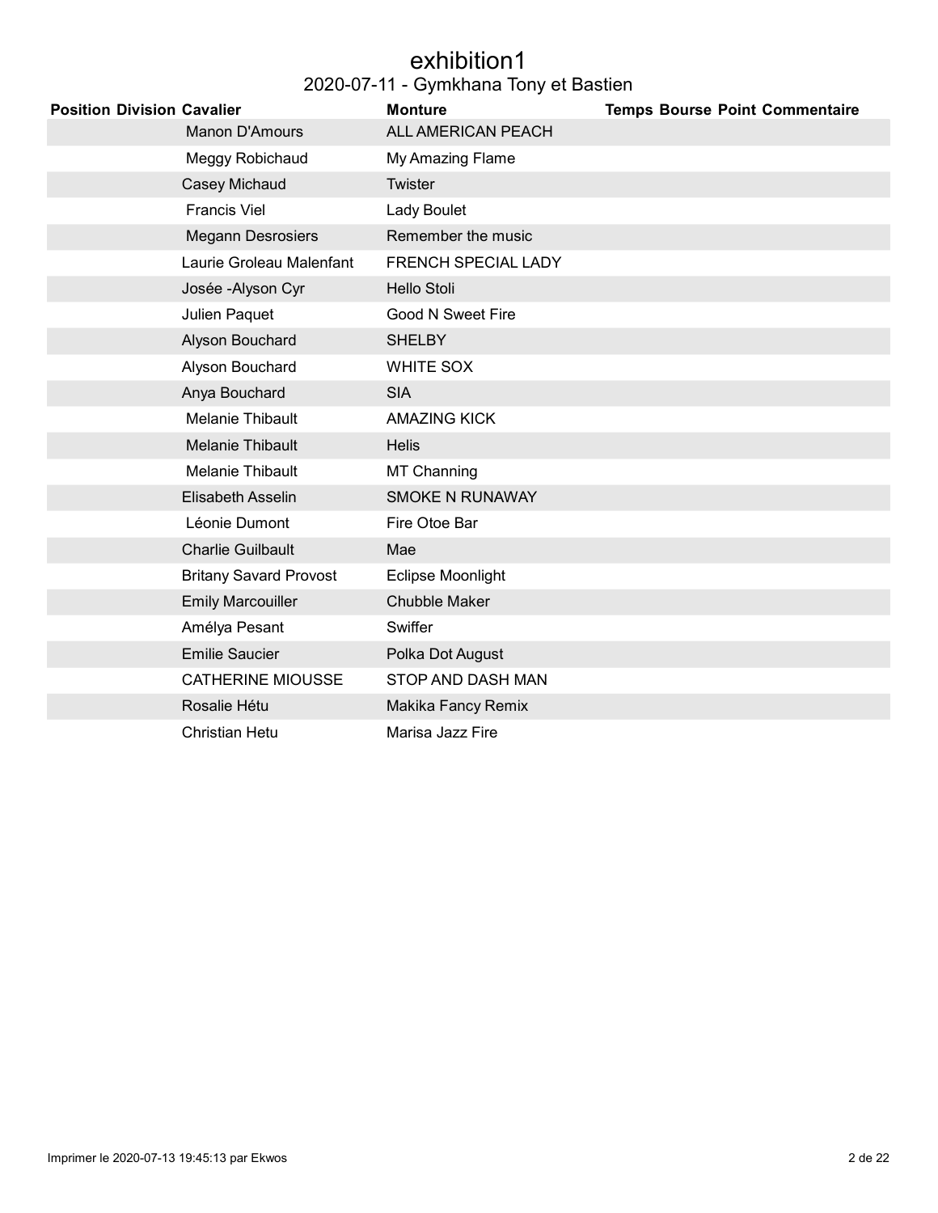# exhibition1

## 2020-07-11 - Gymkhana Tony et Bastien

| Position | Division | Cavalier | Monture | Temps | Bourse | Point | Commentaire |
|---|---|---|---|---|---|---|---|
| | | Manon D'Amours | ALL AMERICAN PEACH | | | | |
| | | Meggy Robichaud | My Amazing Flame | | | | |
| | | Casey Michaud | Twister | | | | |
| | | Francis Viel | Lady Boulet | | | | |
| | | Megann Desrosiers | Remember the music | | | | |
| | | Laurie Groleau Malenfant | FRENCH SPECIAL LADY | | | | |
| | | Josée -Alyson Cyr | Hello Stoli | | | | |
| | | Julien Paquet | Good N Sweet Fire | | | | |
| | | Alyson Bouchard | SHELBY | | | | |
| | | Alyson Bouchard | WHITE SOX | | | | |
| | | Anya Bouchard | SIA | | | | |
| | | Melanie Thibault | AMAZING KICK | | | | |
| | | Melanie Thibault | Helis | | | | |
| | | Melanie Thibault | MT Channing | | | | |
| | | Elisabeth Asselin | SMOKE N RUNAWAY | | | | |
| | | Léonie Dumont | Fire Otoe Bar | | | | |
| | | Charlie Guilbault | Mae | | | | |
| | | Britany Savard Provost | Eclipse Moonlight | | | | |
| | | Emily Marcouiller | Chubble Maker | | | | |
| | | Amélya Pesant | Swiffer | | | | |
| | | Emilie Saucier | Polka Dot August | | | | |
| | | CATHERINE MIOUSSE | STOP AND DASH MAN | | | | |
| | | Rosalie Hétu | Makika Fancy Remix | | | | |
| | | Christian Hetu | Marisa Jazz Fire | | | | |

Imprimer le 2020-07-13 19:45:13 par Ekwos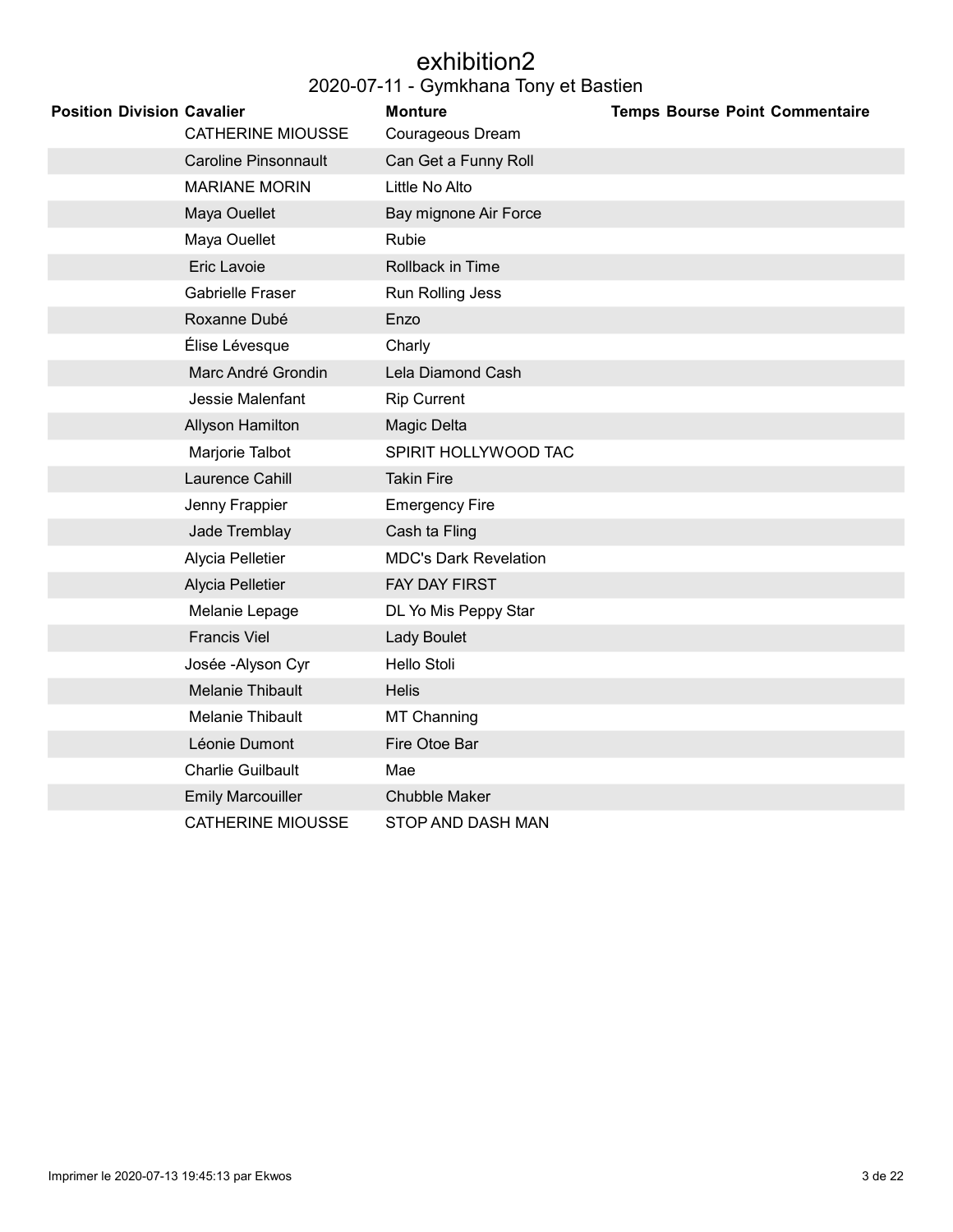# exhibition2

## 2020-07-11 - Gymkhana Tony et Bastien

| Position | Division | Cavalier | Monture | Temps | Bourse | Point | Commentaire |
|---|---|---|---|---|---|---|---|
| | | CATHERINE MIOUSSE | Courageous Dream | | | | |
| | | Caroline Pinsonnault | Can Get a Funny Roll | | | | |
| | | MARIANE MORIN | Little No Alto | | | | |
| | | Maya Ouellet | Bay mignone Air Force | | | | |
| | | Maya Ouellet | Rubie | | | | |
| | | Eric Lavoie | Rollback in Time | | | | |
| | | Gabrielle Fraser | Run Rolling Jess | | | | |
| | | Roxanne Dubé | Enzo | | | | |
| | | Élise Lévesque | Charly | | | | |
| | | Marc André Grondin | Lela Diamond Cash | | | | |
| | | Jessie Malenfant | Rip Current | | | | |
| | | Allyson Hamilton | Magic Delta | | | | |
| | | Marjorie Talbot | SPIRIT HOLLYWOOD TAC | | | | |
| | | Laurence Cahill | Takin Fire | | | | |
| | | Jenny Frappier | Emergency Fire | | | | |
| | | Jade Tremblay | Cash ta Fling | | | | |
| | | Alycia Pelletier | MDC's Dark Revelation | | | | |
| | | Alycia Pelletier | FAY DAY FIRST | | | | |
| | | Melanie Lepage | DL Yo Mis Peppy Star | | | | |
| | | Francis Viel | Lady Boulet | | | | |
| | | Josée -Alyson Cyr | Hello Stoli | | | | |
| | | Melanie Thibault | Helis | | | | |
| | | Melanie Thibault | MT Channing | | | | |
| | | Léonie Dumont | Fire Otoe Bar | | | | |
| | | Charlie Guilbault | Mae | | | | |
| | | Emily Marcouiller | Chubble Maker | | | | |
| | | CATHERINE MIOUSSE | STOP AND DASH MAN | | | | |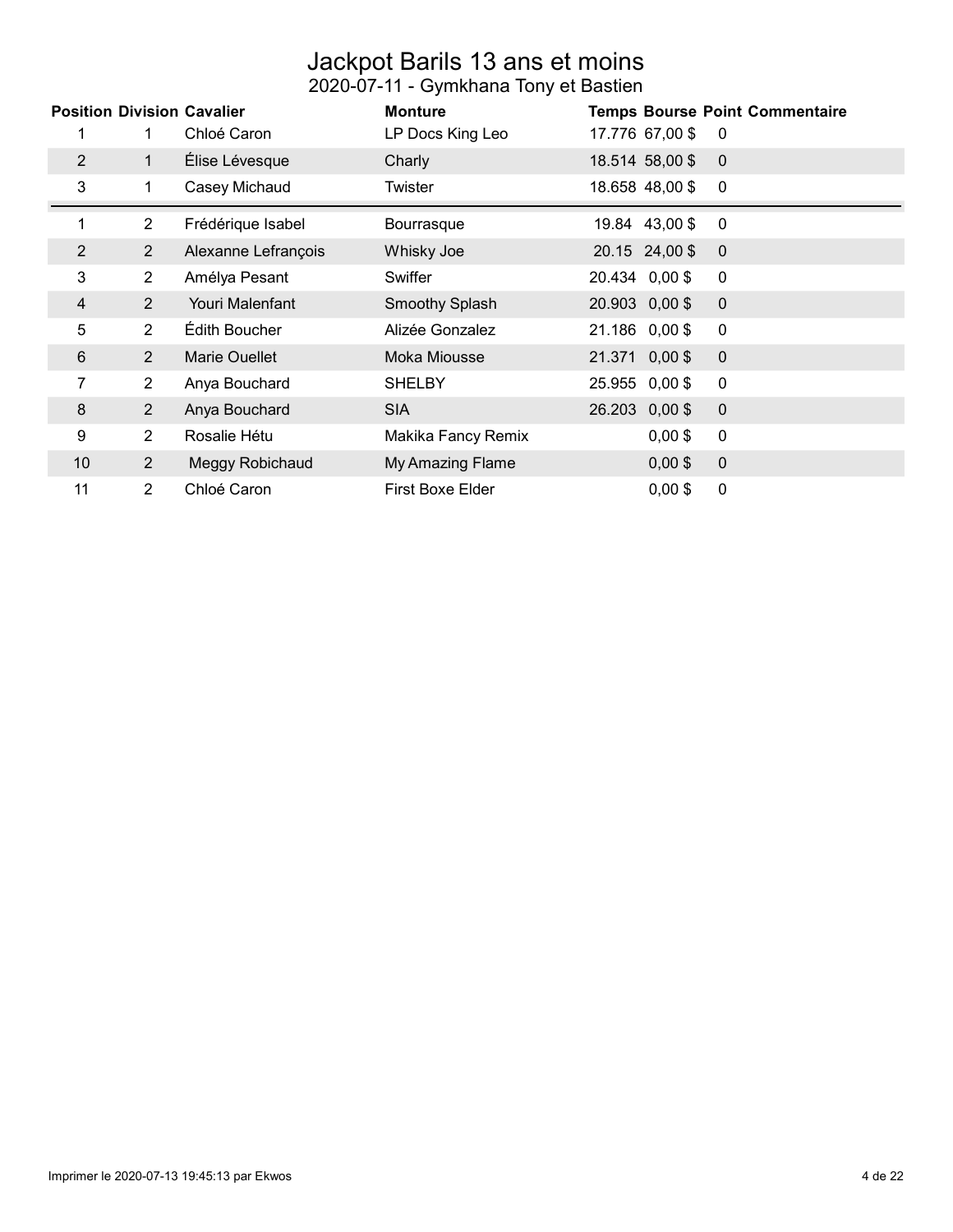# Jackpot Barils 13 ans et moins

2020-07-11 - Gymkhana Tony et Bastien

| Position | Division | Cavalier | Monture | Temps | Bourse | Point | Commentaire |
|---|---|---|---|---|---|---|---|
| 1 | 1 | Chloé Caron | LP Docs King Leo | 17.776 | 67,00 $ | 0 | |
| 2 | 1 | Élise Lévesque | Charly | 18.514 | 58,00 $ | 0 | |
| 3 | 1 | Casey Michaud | Twister | 18.658 | 48,00 $ | 0 | |
| 1 | 2 | Frédérique Isabel | Bourrasque | 19.84 | 43,00 $ | 0 | |
| 2 | 2 | Alexanne Lefrançois | Whisky Joe | 20.15 | 24,00 $ | 0 | |
| 3 | 2 | Amélya Pesant | Swiffer | 20.434 | 0,00 $ | 0 | |
| 4 | 2 | Youri Malenfant | Smoothy Splash | 20.903 | 0,00 $ | 0 | |
| 5 | 2 | Édith Boucher | Alizée Gonzalez | 21.186 | 0,00 $ | 0 | |
| 6 | 2 | Marie Ouellet | Moka Miousse | 21.371 | 0,00 $ | 0 | |
| 7 | 2 | Anya Bouchard | SHELBY | 25.955 | 0,00 $ | 0 | |
| 8 | 2 | Anya Bouchard | SIA | 26.203 | 0,00 $ | 0 | |
| 9 | 2 | Rosalie Hétu | Makika Fancy Remix | | 0,00 $ | 0 | |
| 10 | 2 | Meggy Robichaud | My Amazing Flame | | 0,00 $ | 0 | |
| 11 | 2 | Chloé Caron | First Boxe Elder | | 0,00 $ | 0 | |

Imprimer le 2020-07-13 19:45:13 par Ekwos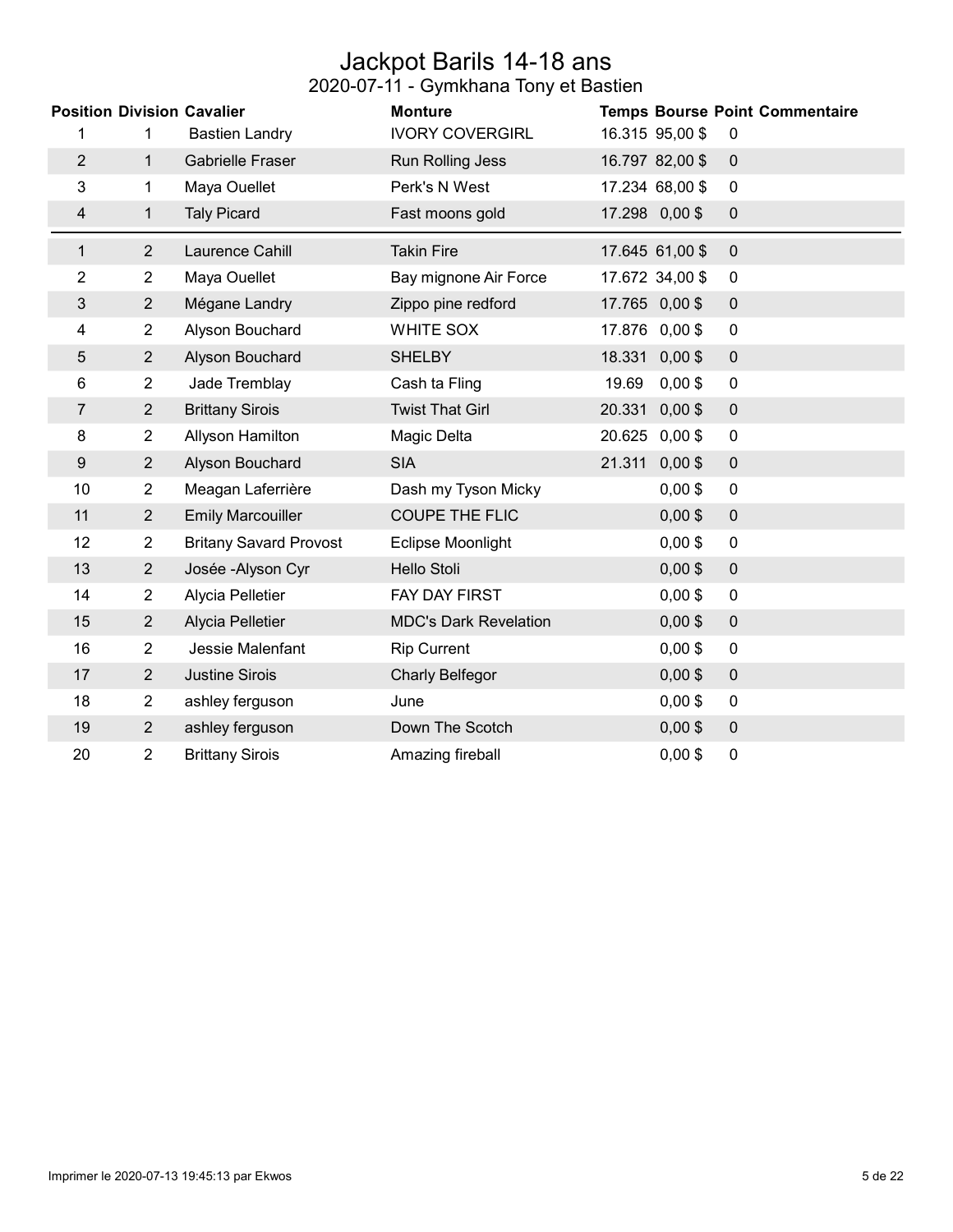# Jackpot Barils 14-18 ans

## 2020-07-11 - Gymkhana Tony et Bastien

| Position | Division | Cavalier | Monture | Temps | Bourse | Point | Commentaire |
|---|---|---|---|---|---|---|---|
| 1 | 1 | Bastien Landry | IVORY COVERGIRL | 16.315 | 95,00 $ | 0 | |
| 2 | 1 | Gabrielle Fraser | Run Rolling Jess | 16.797 | 82,00 $ | 0 | |
| 3 | 1 | Maya Ouellet | Perk's N West | 17.234 | 68,00 $ | 0 | |
| 4 | 1 | Taly Picard | Fast moons gold | 17.298 | 0,00 $ | 0 | |
| 1 | 2 | Laurence Cahill | Takin Fire | 17.645 | 61,00 $ | 0 | |
| 2 | 2 | Maya Ouellet | Bay mignone Air Force | 17.672 | 34,00 $ | 0 | |
| 3 | 2 | Mégane Landry | Zippo pine redford | 17.765 | 0,00 $ | 0 | |
| 4 | 2 | Alyson Bouchard | WHITE SOX | 17.876 | 0,00 $ | 0 | |
| 5 | 2 | Alyson Bouchard | SHELBY | 18.331 | 0,00 $ | 0 | |
| 6 | 2 | Jade Tremblay | Cash ta Fling | 19.69 | 0,00 $ | 0 | |
| 7 | 2 | Brittany Sirois | Twist That Girl | 20.331 | 0,00 $ | 0 | |
| 8 | 2 | Allyson Hamilton | Magic Delta | 20.625 | 0,00 $ | 0 | |
| 9 | 2 | Alyson Bouchard | SIA | 21.311 | 0,00 $ | 0 | |
| 10 | 2 | Meagan Laferrière | Dash my Tyson Micky | | 0,00 $ | 0 | |
| 11 | 2 | Emily Marcouiller | COUPE THE FLIC | | 0,00 $ | 0 | |
| 12 | 2 | Britany Savard Provost | Eclipse Moonlight | | 0,00 $ | 0 | |
| 13 | 2 | Josée -Alyson Cyr | Hello Stoli | | 0,00 $ | 0 | |
| 14 | 2 | Alycia Pelletier | FAY DAY FIRST | | 0,00 $ | 0 | |
| 15 | 2 | Alycia Pelletier | MDC's Dark Revelation | | 0,00 $ | 0 | |
| 16 | 2 | Jessie Malenfant | Rip Current | | 0,00 $ | 0 | |
| 17 | 2 | Justine Sirois | Charly Belfegor | | 0,00 $ | 0 | |
| 18 | 2 | ashley ferguson | June | | 0,00 $ | 0 | |
| 19 | 2 | ashley ferguson | Down The Scotch | | 0,00 $ | 0 | |
| 20 | 2 | Brittany Sirois | Amazing fireball | | 0,00 $ | 0 | |

Imprimer le 2020-07-13 19:45:13 par Ekwos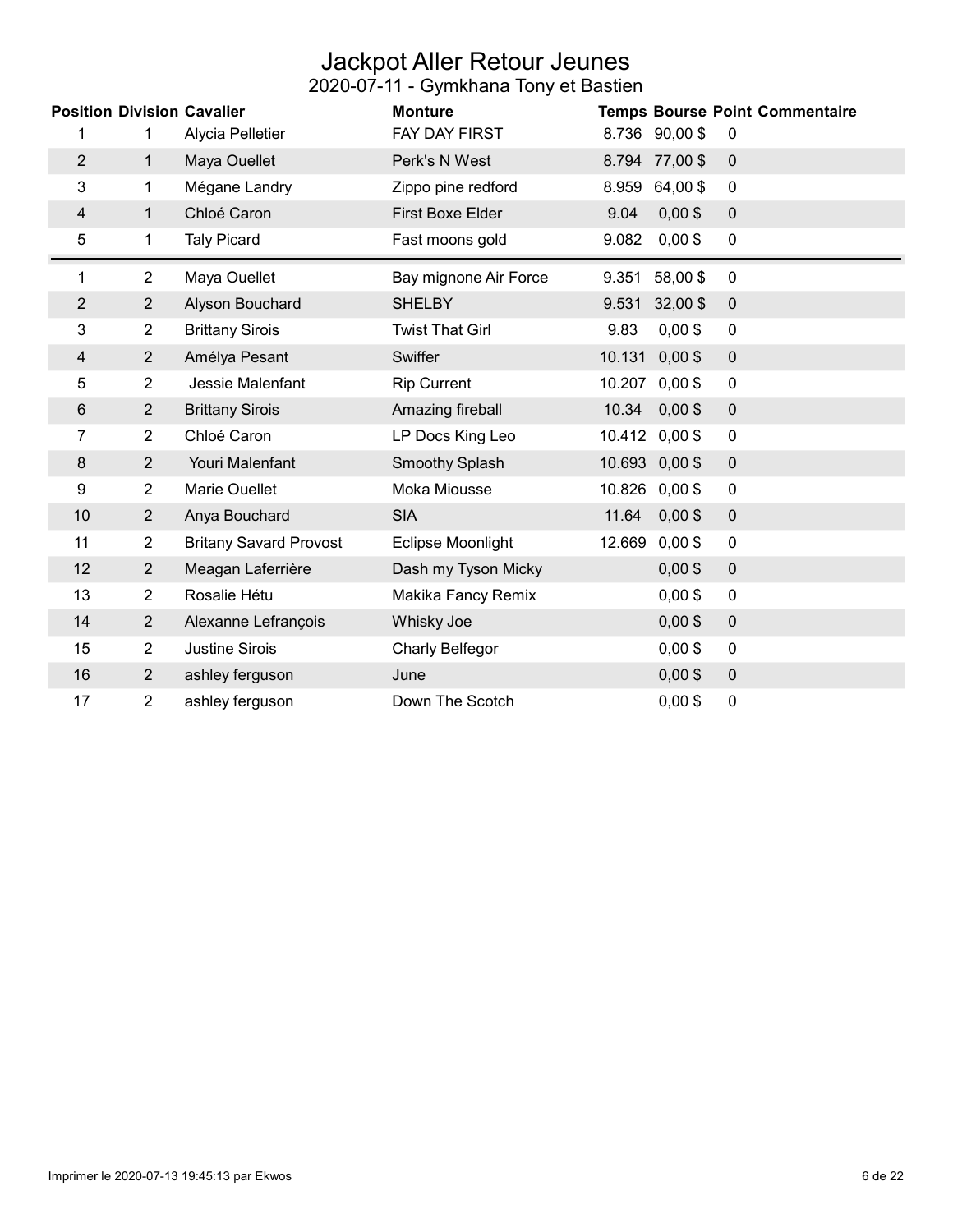# Jackpot Aller Retour Jeunes

## 2020-07-11 - Gymkhana Tony et Bastien

| Position | Division | Cavalier | Monture | Temps | Bourse | Point | Commentaire |
|---|---|---|---|---|---|---|---|
| 1 | 1 | Alycia Pelletier | FAY DAY FIRST | 8.736 | 90,00 $ | 0 | |
| 2 | 1 | Maya Ouellet | Perk's N West | 8.794 | 77,00 $ | 0 | |
| 3 | 1 | Mégane Landry | Zippo pine redford | 8.959 | 64,00 $ | 0 | |
| 4 | 1 | Chloé Caron | First Boxe Elder | 9.04 | 0,00 $ | 0 | |
| 5 | 1 | Taly Picard | Fast moons gold | 9.082 | 0,00 $ | 0 | |
| 1 | 2 | Maya Ouellet | Bay mignone Air Force | 9.351 | 58,00 $ | 0 | |
| 2 | 2 | Alyson Bouchard | SHELBY | 9.531 | 32,00 $ | 0 | |
| 3 | 2 | Brittany Sirois | Twist That Girl | 9.83 | 0,00 $ | 0 | |
| 4 | 2 | Amélya Pesant | Swiffer | 10.131 | 0,00 $ | 0 | |
| 5 | 2 | Jessie Malenfant | Rip Current | 10.207 | 0,00 $ | 0 | |
| 6 | 2 | Brittany Sirois | Amazing fireball | 10.34 | 0,00 $ | 0 | |
| 7 | 2 | Chloé Caron | LP Docs King Leo | 10.412 | 0,00 $ | 0 | |
| 8 | 2 | Youri Malenfant | Smoothy Splash | 10.693 | 0,00 $ | 0 | |
| 9 | 2 | Marie Ouellet | Moka Miousse | 10.826 | 0,00 $ | 0 | |
| 10 | 2 | Anya Bouchard | SIA | 11.64 | 0,00 $ | 0 | |
| 11 | 2 | Britany Savard Provost | Eclipse Moonlight | 12.669 | 0,00 $ | 0 | |
| 12 | 2 | Meagan Laferrière | Dash my Tyson Micky | | 0,00 $ | 0 | |
| 13 | 2 | Rosalie Hétu | Makika Fancy Remix | | 0,00 $ | 0 | |
| 14 | 2 | Alexanne Lefrançois | Whisky Joe | | 0,00 $ | 0 | |
| 15 | 2 | Justine Sirois | Charly Belfegor | | 0,00 $ | 0 | |
| 16 | 2 | ashley ferguson | June | | 0,00 $ | 0 | |
| 17 | 2 | ashley ferguson | Down The Scotch | | 0,00 $ | 0 | |

Imprimer le 2020-07-13 19:45:13 par Ekwos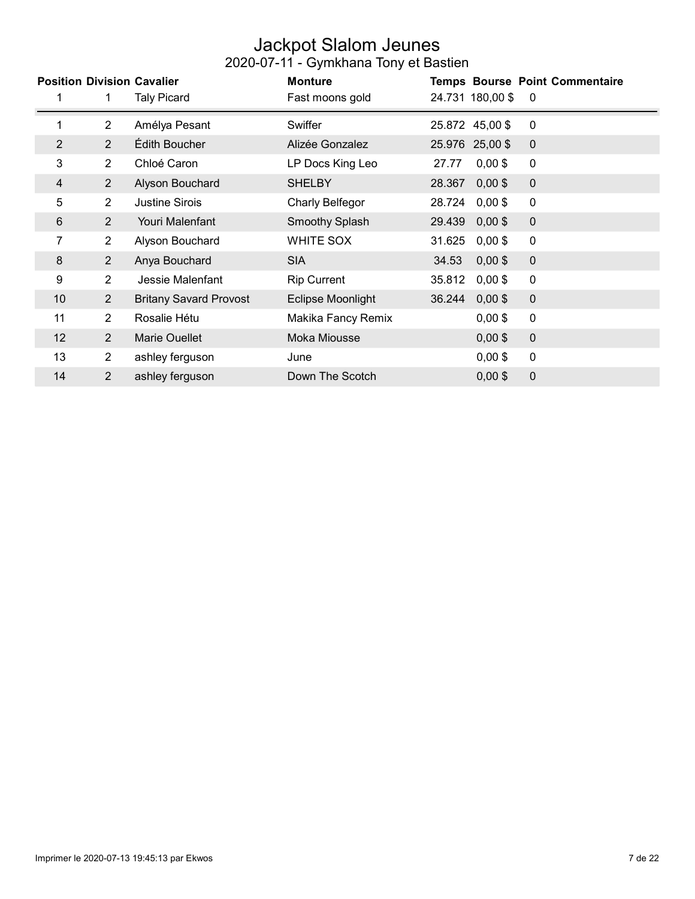# Jackpot Slalom Jeunes

## 2020-07-11 - Gymkhana Tony et Bastien

| Position | Division | Cavalier | Monture | Temps | Bourse | Point | Commentaire |
|---|---|---|---|---|---|---|---|
| 1 | 1 | Taly Picard | Fast moons gold | 24.731 | 180,00 $ | 0 | |
| 1 | 2 | Amélya Pesant | Swiffer | 25.872 | 45,00 $ | 0 | |
| 2 | 2 | Édith Boucher | Alizée Gonzalez | 25.976 | 25,00 $ | 0 | |
| 3 | 2 | Chloé Caron | LP Docs King Leo | 27.77 | 0,00 $ | 0 | |
| 4 | 2 | Alyson Bouchard | SHELBY | 28.367 | 0,00 $ | 0 | |
| 5 | 2 | Justine Sirois | Charly Belfegor | 28.724 | 0,00 $ | 0 | |
| 6 | 2 | Youri Malenfant | Smoothy Splash | 29.439 | 0,00 $ | 0 | |
| 7 | 2 | Alyson Bouchard | WHITE SOX | 31.625 | 0,00 $ | 0 | |
| 8 | 2 | Anya Bouchard | SIA | 34.53 | 0,00 $ | 0 | |
| 9 | 2 | Jessie Malenfant | Rip Current | 35.812 | 0,00 $ | 0 | |
| 10 | 2 | Britany Savard Provost | Eclipse Moonlight | 36.244 | 0,00 $ | 0 | |
| 11 | 2 | Rosalie Hétu | Makika Fancy Remix | | 0,00 $ | 0 | |
| 12 | 2 | Marie Ouellet | Moka Miousse | | 0,00 $ | 0 | |
| 13 | 2 | ashley ferguson | June | | 0,00 $ | 0 | |
| 14 | 2 | ashley ferguson | Down The Scotch | | 0,00 $ | 0 | |

Imprimer le 2020-07-13 19:45:13 par Ekwos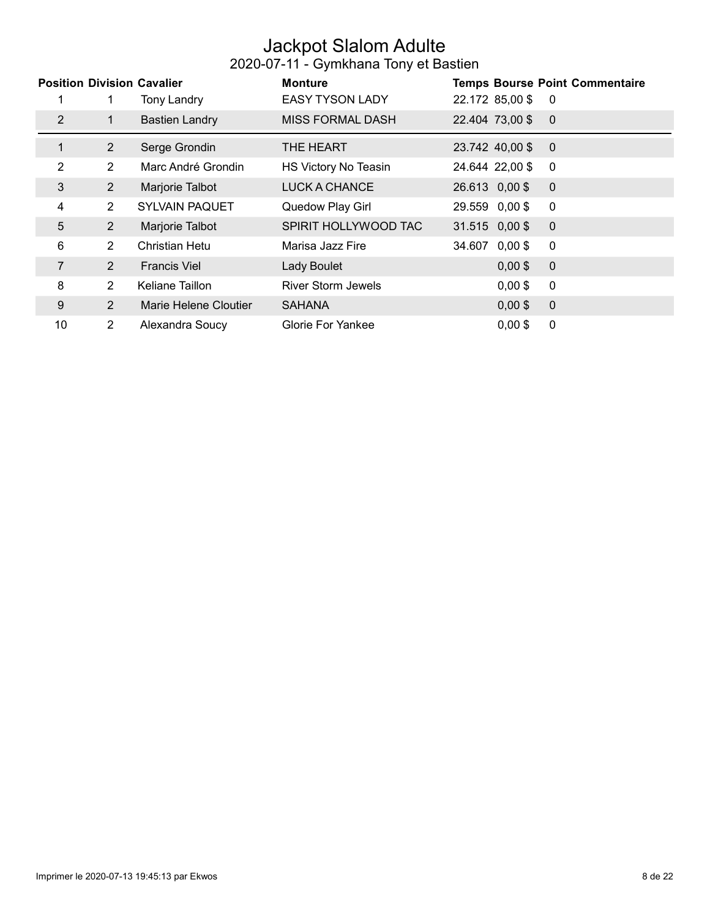# Jackpot Slalom Adulte

## 2020-07-11 - Gymkhana Tony et Bastien

| Position | Division | Cavalier | Monture | Temps | Bourse | Point | Commentaire |
|---|---|---|---|---|---|---|---|
| 1 | 1 | Tony Landry | EASY TYSON LADY | 22.172 | 85,00 $ | 0 | |
| 2 | 1 | Bastien Landry | MISS FORMAL DASH | 22.404 | 73,00 $ | 0 | |
| 1 | 2 | Serge Grondin | THE HEART | 23.742 | 40,00 $ | 0 | |
| 2 | 2 | Marc André Grondin | HS Victory No Teasin | 24.644 | 22,00 $ | 0 | |
| 3 | 2 | Marjorie Talbot | LUCK A CHANCE | 26.613 | 0,00 $ | 0 | |
| 4 | 2 | SYLVAIN PAQUET | Quedow Play Girl | 29.559 | 0,00 $ | 0 | |
| 5 | 2 | Marjorie Talbot | SPIRIT HOLLYWOOD TAC | 31.515 | 0,00 $ | 0 | |
| 6 | 2 | Christian Hetu | Marisa Jazz Fire | 34.607 | 0,00 $ | 0 | |
| 7 | 2 | Francis Viel | Lady Boulet | | 0,00 $ | 0 | |
| 8 | 2 | Keliane Taillon | River Storm Jewels | | 0,00 $ | 0 | |
| 9 | 2 | Marie Helene Cloutier | SAHANA | | 0,00 $ | 0 | |
| 10 | 2 | Alexandra Soucy | Glorie For Yankee | | 0,00 $ | 0 | |

Imprimer le 2020-07-13 19:45:13 par Ekwos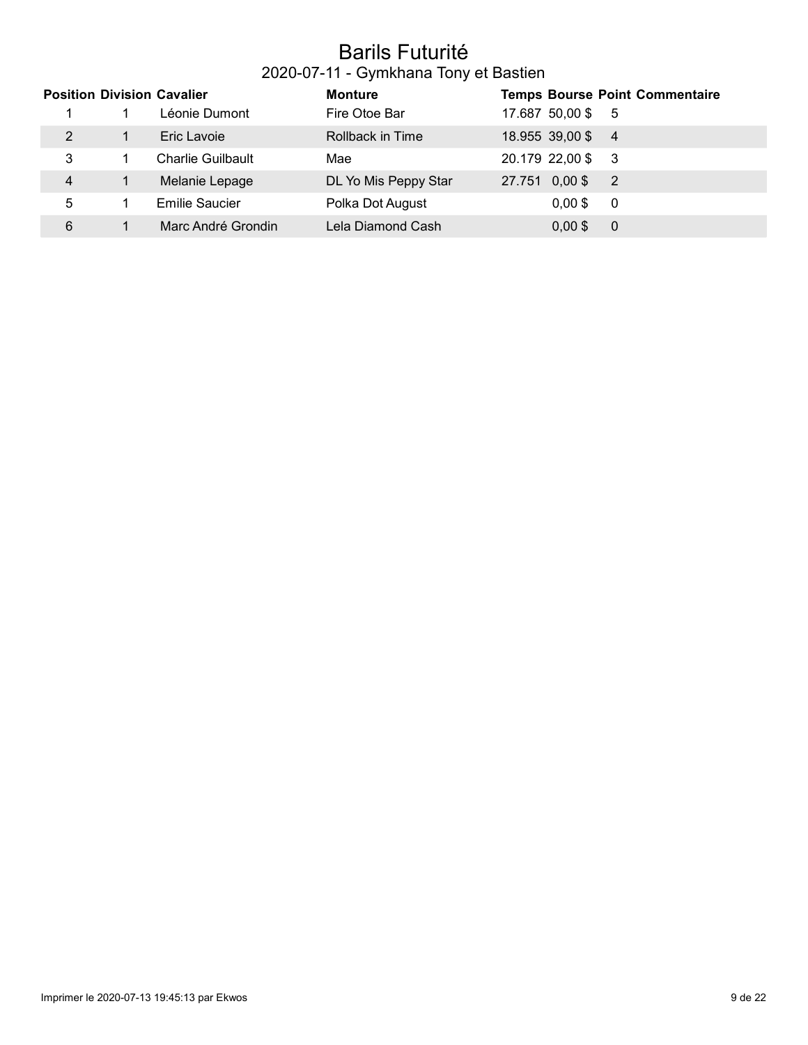# Barils Futurité

## 2020-07-11 - Gymkhana Tony et Bastien

| Position | Division | Cavalier | Monture | Temps | Bourse | Point | Commentaire |
|---|---|---|---|---|---|---|---|
| 1 | 1 | Léonie Dumont | Fire Otoe Bar | 17.687 | 50,00 $ | 5 | |
| 2 | 1 | Eric Lavoie | Rollback in Time | 18.955 | 39,00 $ | 4 | |
| 3 | 1 | Charlie Guilbault | Mae | 20.179 | 22,00 $ | 3 | |
| 4 | 1 | Melanie Lepage | DL Yo Mis Peppy Star | 27.751 | 0,00 $ | 2 | |
| 5 | 1 | Emilie Saucier | Polka Dot August | | 0,00 $ | 0 | |
| 6 | 1 | Marc André Grondin | Lela Diamond Cash | | 0,00 $ | 0 | |

Imprimer le 2020-07-13 19:45:13 par Ekwos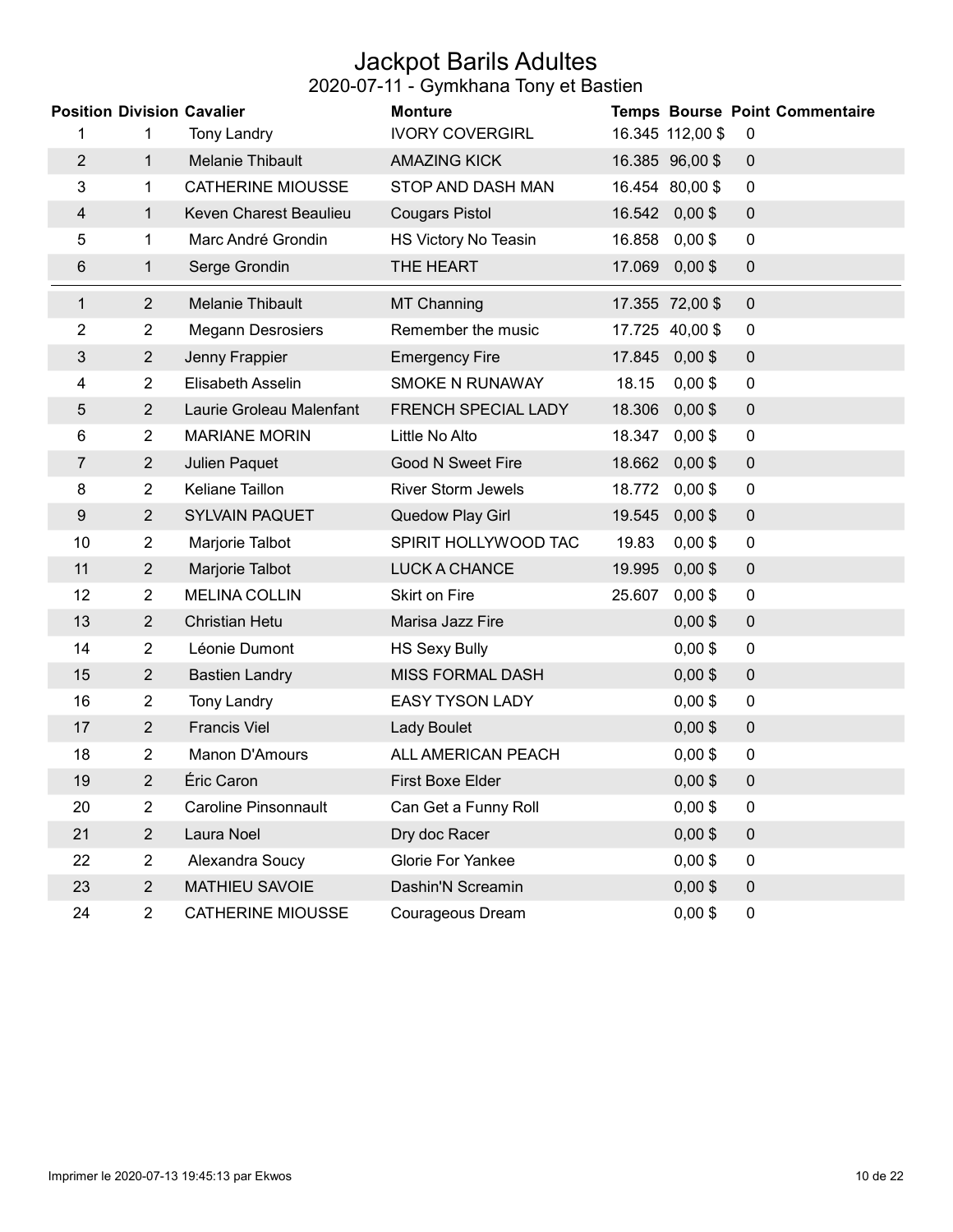# Jackpot Barils Adultes

## 2020-07-11 - Gymkhana Tony et Bastien

| Position | Division | Cavalier | Monture | Temps | Bourse | Point | Commentaire |
|---|---|---|---|---|---|---|---|
| 1 | 1 | Tony Landry | IVORY COVERGIRL | 16.345 | 112,00 $ | 0 | |
| 2 | 1 | Melanie Thibault | AMAZING KICK | 16.385 | 96,00 $ | 0 | |
| 3 | 1 | CATHERINE MIOUSSE | STOP AND DASH MAN | 16.454 | 80,00 $ | 0 | |
| 4 | 1 | Keven Charest Beaulieu | Cougars Pistol | 16.542 | 0,00 $ | 0 | |
| 5 | 1 | Marc André Grondin | HS Victory No Teasin | 16.858 | 0,00 $ | 0 | |
| 6 | 1 | Serge Grondin | THE HEART | 17.069 | 0,00 $ | 0 | |
| 1 | 2 | Melanie Thibault | MT Channing | 17.355 | 72,00 $ | 0 | |
| 2 | 2 | Megann Desrosiers | Remember the music | 17.725 | 40,00 $ | 0 | |
| 3 | 2 | Jenny Frappier | Emergency Fire | 17.845 | 0,00 $ | 0 | |
| 4 | 2 | Elisabeth Asselin | SMOKE N RUNAWAY | 18.15 | 0,00 $ | 0 | |
| 5 | 2 | Laurie Groleau Malenfant | FRENCH SPECIAL LADY | 18.306 | 0,00 $ | 0 | |
| 6 | 2 | MARIANE MORIN | Little No Alto | 18.347 | 0,00 $ | 0 | |
| 7 | 2 | Julien Paquet | Good N Sweet Fire | 18.662 | 0,00 $ | 0 | |
| 8 | 2 | Keliane Taillon | River Storm Jewels | 18.772 | 0,00 $ | 0 | |
| 9 | 2 | SYLVAIN PAQUET | Quedow Play Girl | 19.545 | 0,00 $ | 0 | |
| 10 | 2 | Marjorie Talbot | SPIRIT HOLLYWOOD TAC | 19.83 | 0,00 $ | 0 | |
| 11 | 2 | Marjorie Talbot | LUCK A CHANCE | 19.995 | 0,00 $ | 0 | |
| 12 | 2 | MELINA COLLIN | Skirt on Fire | 25.607 | 0,00 $ | 0 | |
| 13 | 2 | Christian Hetu | Marisa Jazz Fire | | 0,00 $ | 0 | |
| 14 | 2 | Léonie Dumont | HS Sexy Bully | | 0,00 $ | 0 | |
| 15 | 2 | Bastien Landry | MISS FORMAL DASH | | 0,00 $ | 0 | |
| 16 | 2 | Tony Landry | EASY TYSON LADY | | 0,00 $ | 0 | |
| 17 | 2 | Francis Viel | Lady Boulet | | 0,00 $ | 0 | |
| 18 | 2 | Manon D'Amours | ALL AMERICAN PEACH | | 0,00 $ | 0 | |
| 19 | 2 | Éric Caron | First Boxe Elder | | 0,00 $ | 0 | |
| 20 | 2 | Caroline Pinsonnault | Can Get a Funny Roll | | 0,00 $ | 0 | |
| 21 | 2 | Laura Noel | Dry doc Racer | | 0,00 $ | 0 | |
| 22 | 2 | Alexandra Soucy | Glorie For Yankee | | 0,00 $ | 0 | |
| 23 | 2 | MATHIEU SAVOIE | Dashin'N Screamin | | 0,00 $ | 0 | |
| 24 | 2 | CATHERINE MIOUSSE | Courageous Dream | | 0,00 $ | 0 | |

Imprimer le 2020-07-13 19:45:13 par Ekwos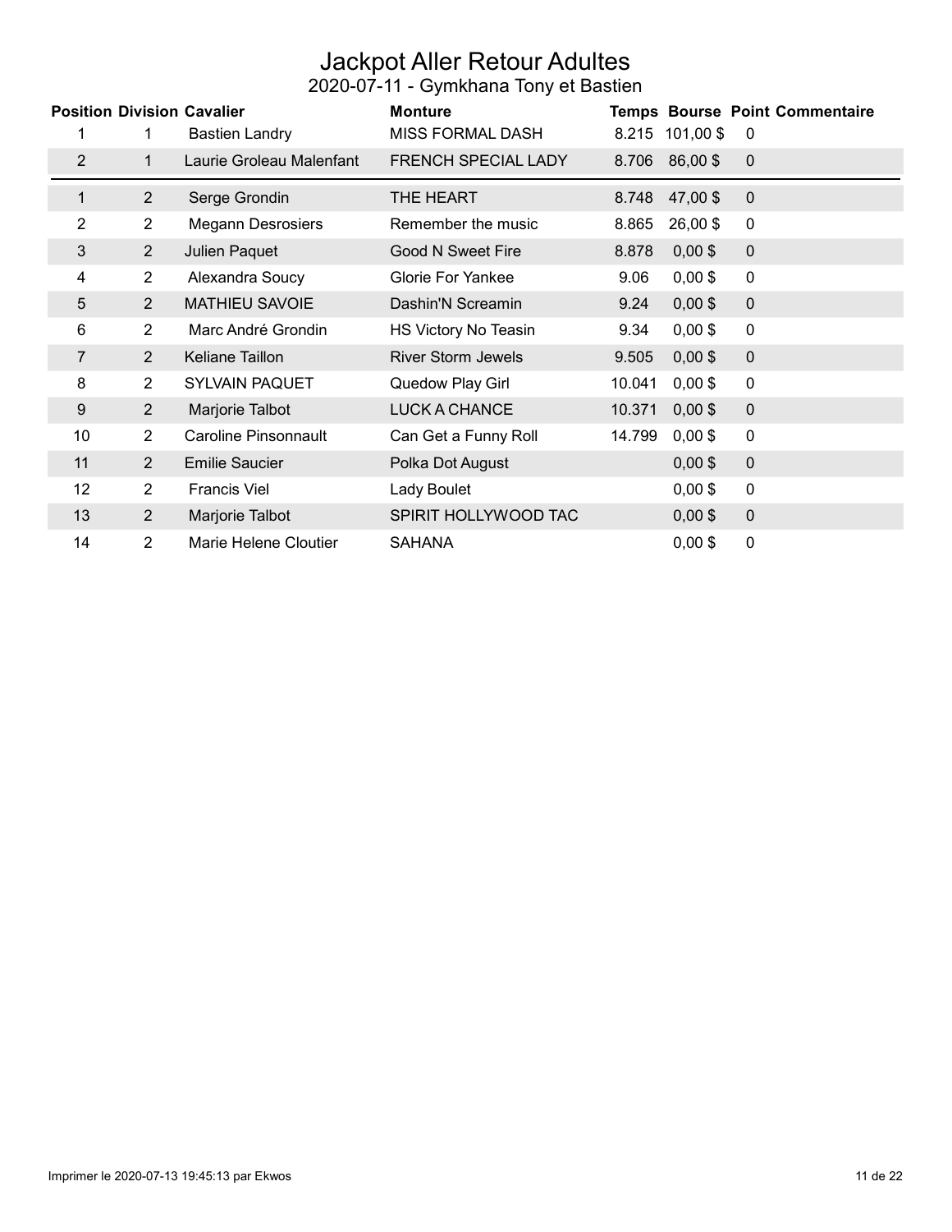# Jackpot Aller Retour Adultes

## 2020-07-11 - Gymkhana Tony et Bastien

| Position | Division | Cavalier | Monture | Temps | Bourse | Point | Commentaire |
|---|---|---|---|---|---|---|---|
| 1 | 1 | Bastien Landry | MISS FORMAL DASH | 8.215 | 101,00 $ | 0 | |
| 2 | 1 | Laurie Groleau Malenfant | FRENCH SPECIAL LADY | 8.706 | 86,00 $ | 0 | |
| 1 | 2 | Serge Grondin | THE HEART | 8.748 | 47,00 $ | 0 | |
| 2 | 2 | Megann Desrosiers | Remember the music | 8.865 | 26,00 $ | 0 | |
| 3 | 2 | Julien Paquet | Good N Sweet Fire | 8.878 | 0,00 $ | 0 | |
| 4 | 2 | Alexandra Soucy | Glorie For Yankee | 9.06 | 0,00 $ | 0 | |
| 5 | 2 | MATHIEU SAVOIE | Dashin'N Screamin | 9.24 | 0,00 $ | 0 | |
| 6 | 2 | Marc André Grondin | HS Victory No Teasin | 9.34 | 0,00 $ | 0 | |
| 7 | 2 | Keliane Taillon | River Storm Jewels | 9.505 | 0,00 $ | 0 | |
| 8 | 2 | SYLVAIN PAQUET | Quedow Play Girl | 10.041 | 0,00 $ | 0 | |
| 9 | 2 | Marjorie Talbot | LUCK A CHANCE | 10.371 | 0,00 $ | 0 | |
| 10 | 2 | Caroline Pinsonnault | Can Get a Funny Roll | 14.799 | 0,00 $ | 0 | |
| 11 | 2 | Emilie Saucier | Polka Dot August | | 0,00 $ | 0 | |
| 12 | 2 | Francis Viel | Lady Boulet | | 0,00 $ | 0 | |
| 13 | 2 | Marjorie Talbot | SPIRIT HOLLYWOOD TAC | | 0,00 $ | 0 | |
| 14 | 2 | Marie Helene Cloutier | SAHANA | | 0,00 $ | 0 | |

Imprimer le 2020-07-13 19:45:13 par Ekwos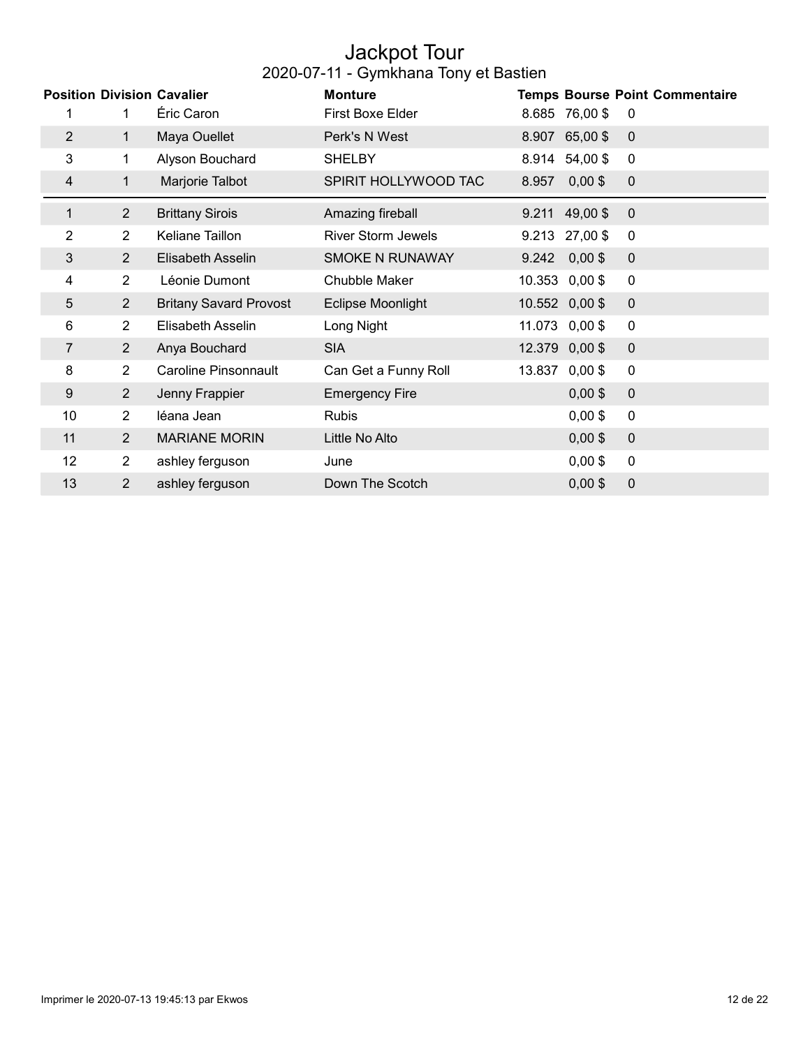# Jackpot Tour

## 2020-07-11 - Gymkhana Tony et Bastien

| Position | Division | Cavalier | Monture | Temps | Bourse | Point | Commentaire |
|---|---|---|---|---|---|---|---|
| 1 | 1 | Éric Caron | First Boxe Elder | 8.685 | 76,00 $ | 0 | |
| 2 | 1 | Maya Ouellet | Perk's N West | 8.907 | 65,00 $ | 0 | |
| 3 | 1 | Alyson Bouchard | SHELBY | 8.914 | 54,00 $ | 0 | |
| 4 | 1 | Marjorie Talbot | SPIRIT HOLLYWOOD TAC | 8.957 | 0,00 $ | 0 | |
| 1 | 2 | Brittany Sirois | Amazing fireball | 9.211 | 49,00 $ | 0 | |
| 2 | 2 | Keliane Taillon | River Storm Jewels | 9.213 | 27,00 $ | 0 | |
| 3 | 2 | Elisabeth Asselin | SMOKE N RUNAWAY | 9.242 | 0,00 $ | 0 | |
| 4 | 2 | Léonie Dumont | Chubble Maker | 10.353 | 0,00 $ | 0 | |
| 5 | 2 | Britany Savard Provost | Eclipse Moonlight | 10.552 | 0,00 $ | 0 | |
| 6 | 2 | Elisabeth Asselin | Long Night | 11.073 | 0,00 $ | 0 | |
| 7 | 2 | Anya Bouchard | SIA | 12.379 | 0,00 $ | 0 | |
| 8 | 2 | Caroline Pinsonnault | Can Get a Funny Roll | 13.837 | 0,00 $ | 0 | |
| 9 | 2 | Jenny Frappier | Emergency Fire | | 0,00 $ | 0 | |
| 10 | 2 | léana Jean | Rubis | | 0,00 $ | 0 | |
| 11 | 2 | MARIANE MORIN | Little No Alto | | 0,00 $ | 0 | |
| 12 | 2 | ashley ferguson | June | | 0,00 $ | 0 | |
| 13 | 2 | ashley ferguson | Down The Scotch | | 0,00 $ | 0 | |

Imprimer le 2020-07-13 19:45:13 par Ekwos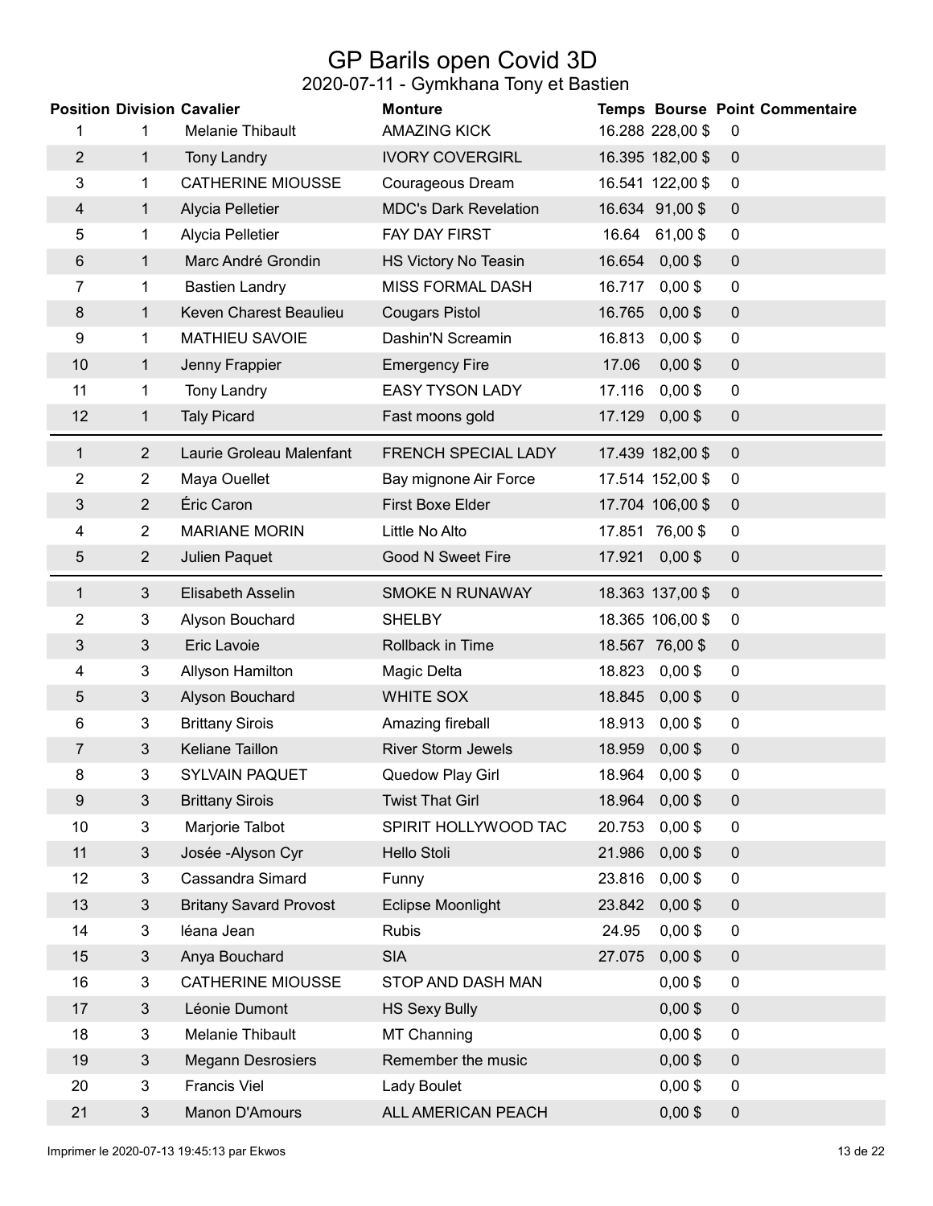# GP Barils open Covid 3D

## 2020-07-11 - Gymkhana Tony et Bastien

| Position | Division | Cavalier | Monture | Temps | Bourse | Point | Commentaire |
|---|---|---|---|---|---|---|---|
| 1 | 1 | Melanie Thibault | AMAZING KICK | 16.288 | 228,00 $ | 0 | |
| 2 | 1 | Tony Landry | IVORY COVERGIRL | 16.395 | 182,00 $ | 0 | |
| 3 | 1 | CATHERINE MIOUSSE | Courageous Dream | 16.541 | 122,00 $ | 0 | |
| 4 | 1 | Alycia Pelletier | MDC's Dark Revelation | 16.634 | 91,00 $ | 0 | |
| 5 | 1 | Alycia Pelletier | FAY DAY FIRST | 16.64 | 61,00 $ | 0 | |
| 6 | 1 | Marc André Grondin | HS Victory No Teasin | 16.654 | 0,00 $ | 0 | |
| 7 | 1 | Bastien Landry | MISS FORMAL DASH | 16.717 | 0,00 $ | 0 | |
| 8 | 1 | Keven Charest Beaulieu | Cougars Pistol | 16.765 | 0,00 $ | 0 | |
| 9 | 1 | MATHIEU SAVOIE | Dashin'N Screamin | 16.813 | 0,00 $ | 0 | |
| 10 | 1 | Jenny Frappier | Emergency Fire | 17.06 | 0,00 $ | 0 | |
| 11 | 1 | Tony Landry | EASY TYSON LADY | 17.116 | 0,00 $ | 0 | |
| 12 | 1 | Taly Picard | Fast moons gold | 17.129 | 0,00 $ | 0 | |
| 1 | 2 | Laurie Groleau Malenfant | FRENCH SPECIAL LADY | 17.439 | 182,00 $ | 0 | |
| 2 | 2 | Maya Ouellet | Bay mignone Air Force | 17.514 | 152,00 $ | 0 | |
| 3 | 2 | Éric Caron | First Boxe Elder | 17.704 | 106,00 $ | 0 | |
| 4 | 2 | MARIANE MORIN | Little No Alto | 17.851 | 76,00 $ | 0 | |
| 5 | 2 | Julien Paquet | Good N Sweet Fire | 17.921 | 0,00 $ | 0 | |
| 1 | 3 | Elisabeth Asselin | SMOKE N RUNAWAY | 18.363 | 137,00 $ | 0 | |
| 2 | 3 | Alyson Bouchard | SHELBY | 18.365 | 106,00 $ | 0 | |
| 3 | 3 | Eric Lavoie | Rollback in Time | 18.567 | 76,00 $ | 0 | |
| 4 | 3 | Allyson Hamilton | Magic Delta | 18.823 | 0,00 $ | 0 | |
| 5 | 3 | Alyson Bouchard | WHITE SOX | 18.845 | 0,00 $ | 0 | |
| 6 | 3 | Brittany Sirois | Amazing fireball | 18.913 | 0,00 $ | 0 | |
| 7 | 3 | Keliane Taillon | River Storm Jewels | 18.959 | 0,00 $ | 0 | |
| 8 | 3 | SYLVAIN PAQUET | Quedow Play Girl | 18.964 | 0,00 $ | 0 | |
| 9 | 3 | Brittany Sirois | Twist That Girl | 18.964 | 0,00 $ | 0 | |
| 10 | 3 | Marjorie Talbot | SPIRIT HOLLYWOOD TAC | 20.753 | 0,00 $ | 0 | |
| 11 | 3 | Josée -Alyson Cyr | Hello Stoli | 21.986 | 0,00 $ | 0 | |
| 12 | 3 | Cassandra Simard | Funny | 23.816 | 0,00 $ | 0 | |
| 13 | 3 | Britany Savard Provost | Eclipse Moonlight | 23.842 | 0,00 $ | 0 | |
| 14 | 3 | léana Jean | Rubis | 24.95 | 0,00 $ | 0 | |
| 15 | 3 | Anya Bouchard | SIA | 27.075 | 0,00 $ | 0 | |
| 16 | 3 | CATHERINE MIOUSSE | STOP AND DASH MAN | | 0,00 $ | 0 | |
| 17 | 3 | Léonie Dumont | HS Sexy Bully | | 0,00 $ | 0 | |
| 18 | 3 | Melanie Thibault | MT Channing | | 0,00 $ | 0 | |
| 19 | 3 | Megann Desrosiers | Remember the music | | 0,00 $ | 0 | |
| 20 | 3 | Francis Viel | Lady Boulet | | 0,00 $ | 0 | |
| 21 | 3 | Manon D'Amours | ALL AMERICAN PEACH | | 0,00 $ | 0 | |

Imprimer le 2020-07-13 19:45:13 par Ekwos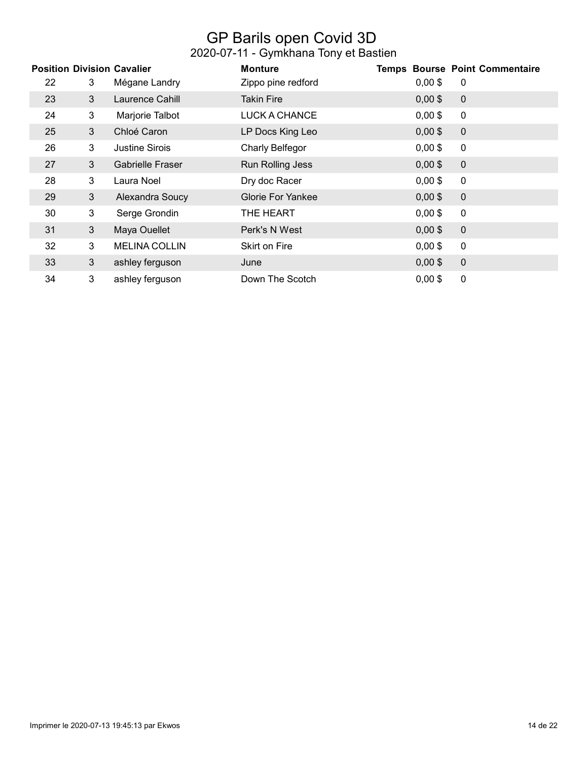# GP Barils open Covid 3D

## 2020-07-11 - Gymkhana Tony et Bastien

| Position | Division | Cavalier | Monture | Temps | Bourse | Point | Commentaire |
|---|---|---|---|---|---|---|---|
| 22 | 3 | Mégane Landry | Zippo pine redford | | 0,00 $ | 0 | |
| 23 | 3 | Laurence Cahill | Takin Fire | | 0,00 $ | 0 | |
| 24 | 3 | Marjorie Talbot | LUCK A CHANCE | | 0,00 $ | 0 | |
| 25 | 3 | Chloé Caron | LP Docs King Leo | | 0,00 $ | 0 | |
| 26 | 3 | Justine Sirois | Charly Belfegor | | 0,00 $ | 0 | |
| 27 | 3 | Gabrielle Fraser | Run Rolling Jess | | 0,00 $ | 0 | |
| 28 | 3 | Laura Noel | Dry doc Racer | | 0,00 $ | 0 | |
| 29 | 3 | Alexandra Soucy | Glorie For Yankee | | 0,00 $ | 0 | |
| 30 | 3 | Serge Grondin | THE HEART | | 0,00 $ | 0 | |
| 31 | 3 | Maya Ouellet | Perk's N West | | 0,00 $ | 0 | |
| 32 | 3 | MELINA COLLIN | Skirt on Fire | | 0,00 $ | 0 | |
| 33 | 3 | ashley ferguson | June | | 0,00 $ | 0 | |
| 34 | 3 | ashley ferguson | Down The Scotch | | 0,00 $ | 0 | |

Imprimer le 2020-07-13 19:45:13 par Ekwos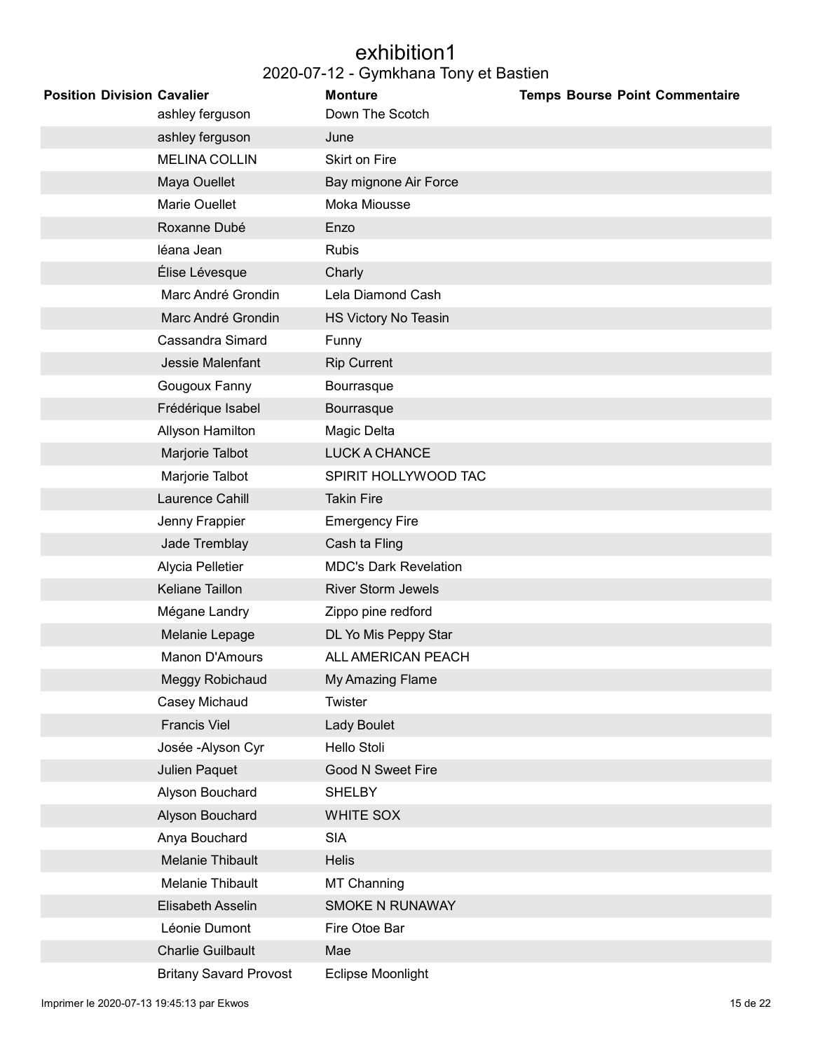# exhibition1

## 2020-07-12 - Gymkhana Tony et Bastien

| Position | Division | Cavalier | Monture | Temps | Bourse | Point | Commentaire |
|---|---|---|---|---|---|---|---|
| | | ashley ferguson | Down The Scotch | | | | |
| | | ashley ferguson | June | | | | |
| | | MELINA COLLIN | Skirt on Fire | | | | |
| | | Maya Ouellet | Bay mignone Air Force | | | | |
| | | Marie Ouellet | Moka Miousse | | | | |
| | | Roxanne Dubé | Enzo | | | | |
| | | léana Jean | Rubis | | | | |
| | | Élise Lévesque | Charly | | | | |
| | | Marc André Grondin | Lela Diamond Cash | | | | |
| | | Marc André Grondin | HS Victory No Teasin | | | | |
| | | Cassandra Simard | Funny | | | | |
| | | Jessie Malenfant | Rip Current | | | | |
| | | Gougoux Fanny | Bourrasque | | | | |
| | | Frédérique Isabel | Bourrasque | | | | |
| | | Allyson Hamilton | Magic Delta | | | | |
| | | Marjorie Talbot | LUCK A CHANCE | | | | |
| | | Marjorie Talbot | SPIRIT HOLLYWOOD TAC | | | | |
| | | Laurence Cahill | Takin Fire | | | | |
| | | Jenny Frappier | Emergency Fire | | | | |
| | | Jade Tremblay | Cash ta Fling | | | | |
| | | Alycia Pelletier | MDC's Dark Revelation | | | | |
| | | Keliane Taillon | River Storm Jewels | | | | |
| | | Mégane Landry | Zippo pine redford | | | | |
| | | Melanie Lepage | DL Yo Mis Peppy Star | | | | |
| | | Manon D'Amours | ALL AMERICAN PEACH | | | | |
| | | Meggy Robichaud | My Amazing Flame | | | | |
| | | Casey Michaud | Twister | | | | |
| | | Francis Viel | Lady Boulet | | | | |
| | | Josée -Alyson Cyr | Hello Stoli | | | | |
| | | Julien Paquet | Good N Sweet Fire | | | | |
| | | Alyson Bouchard | SHELBY | | | | |
| | | Alyson Bouchard | WHITE SOX | | | | |
| | | Anya Bouchard | SIA | | | | |
| | | Melanie Thibault | Helis | | | | |
| | | Melanie Thibault | MT Channing | | | | |
| | | Elisabeth Asselin | SMOKE N RUNAWAY | | | | |
| | | Léonie Dumont | Fire Otoe Bar | | | | |
| | | Charlie Guilbault | Mae | | | | |
| | | Britany Savard Provost | Eclipse Moonlight | | | | |

Imprimer le 2020-07-13 19:45:13 par Ekwos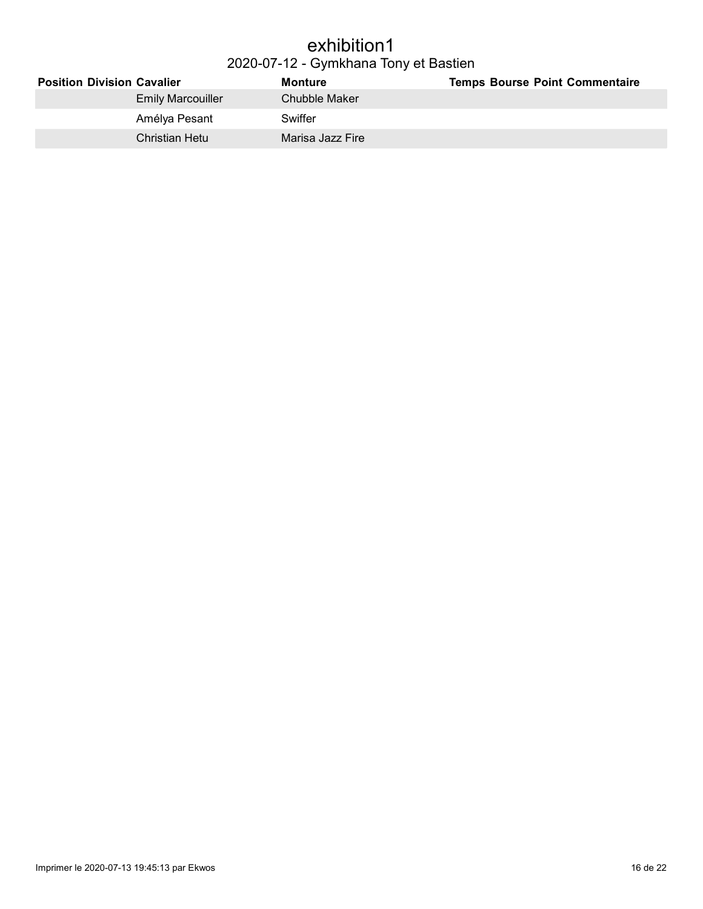# exhibition1

## 2020-07-12 - Gymkhana Tony et Bastien

| Position | Division | Cavalier | Monture | Temps | Bourse | Point | Commentaire |
|---|---|---|---|---|---|---|---|
| | | Emily Marcouiller | Chubble Maker | | | | |
| | | Amélya Pesant | Swiffer | | | | |
| | | Christian Hetu | Marisa Jazz Fire | | | | |

Imprimer le 2020-07-13 19:45:13 par Ekwos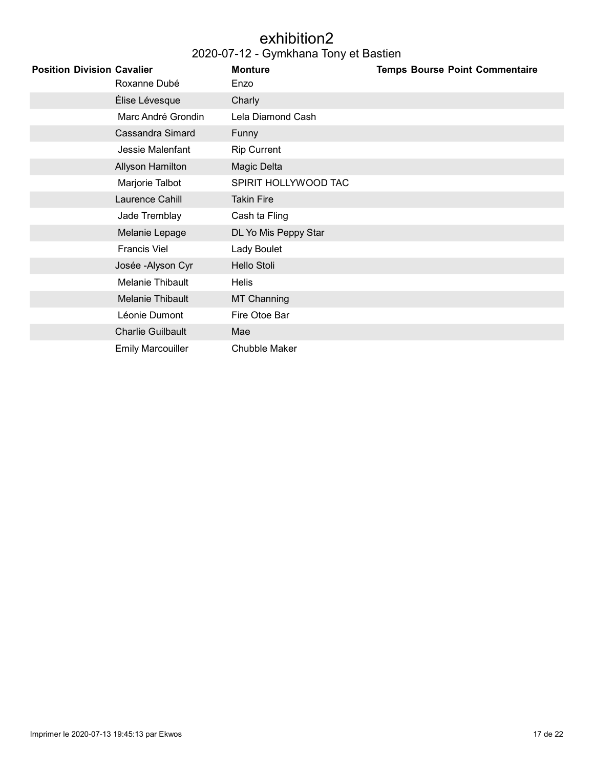# exhibition2

## 2020-07-12 - Gymkhana Tony et Bastien

| Position | Division | Cavalier | Monture | Temps | Bourse | Point | Commentaire |
|---|---|---|---|---|---|---|---|
| | | Roxanne Dubé | Enzo | | | | |
| | | Élise Lévesque | Charly | | | | |
| | | Marc André Grondin | Lela Diamond Cash | | | | |
| | | Cassandra Simard | Funny | | | | |
| | | Jessie Malenfant | Rip Current | | | | |
| | | Allyson Hamilton | Magic Delta | | | | |
| | | Marjorie Talbot | SPIRIT HOLLYWOOD TAC | | | | |
| | | Laurence Cahill | Takin Fire | | | | |
| | | Jade Tremblay | Cash ta Fling | | | | |
| | | Melanie Lepage | DL Yo Mis Peppy Star | | | | |
| | | Francis Viel | Lady Boulet | | | | |
| | | Josée -Alyson Cyr | Hello Stoli | | | | |
| | | Melanie Thibault | Helis | | | | |
| | | Melanie Thibault | MT Channing | | | | |
| | | Léonie Dumont | Fire Otoe Bar | | | | |
| | | Charlie Guilbault | Mae | | | | |
| | | Emily Marcouiller | Chubble Maker | | | | |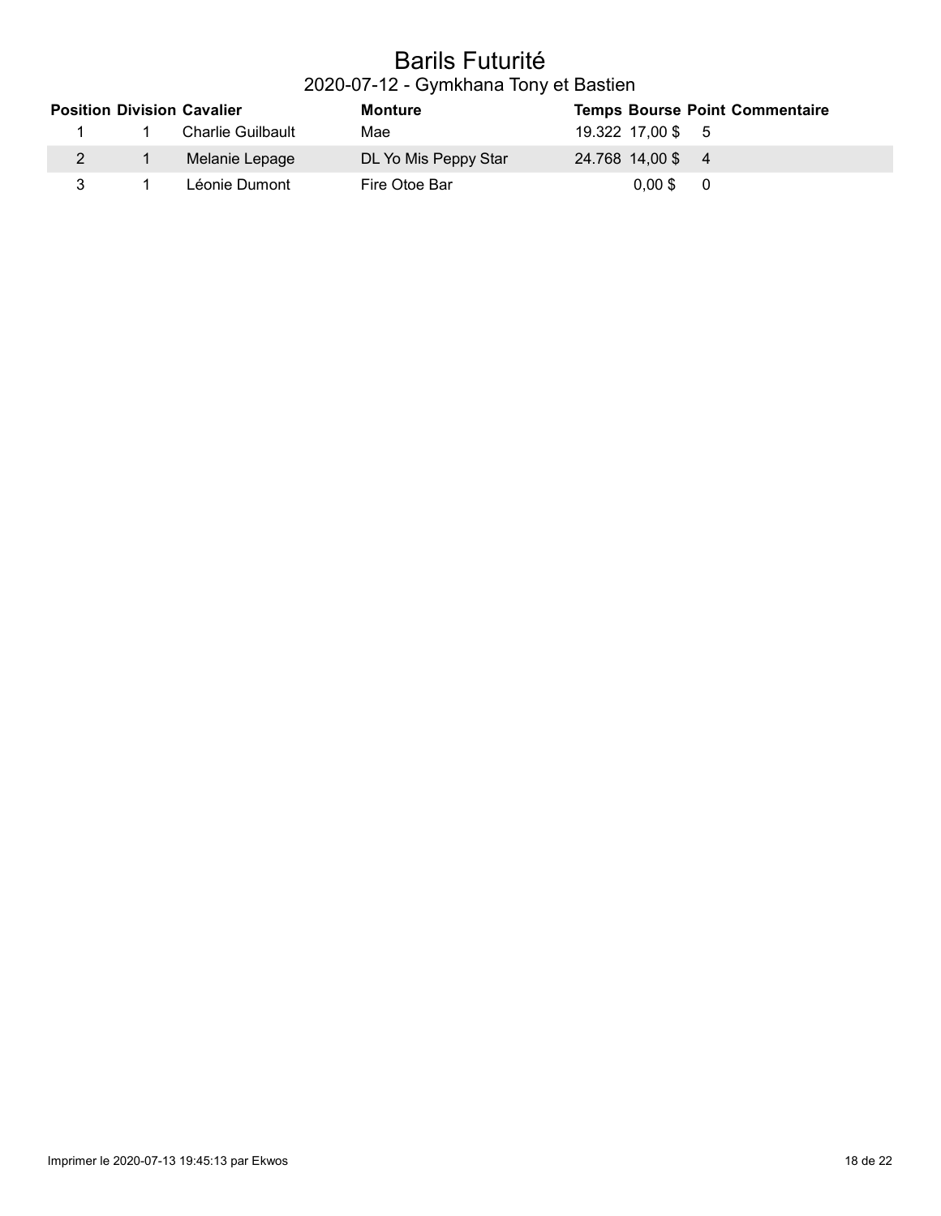# Barils Futurité

## 2020-07-12 - Gymkhana Tony et Bastien

| Position | Division | Cavalier | Monture | Temps | Bourse | Point | Commentaire |
|---|---|---|---|---|---|---|---|
| 1 | 1 | Charlie Guilbault | Mae | 19.322 | 17,00 $ | 5 | |
| 2 | 1 | Melanie Lepage | DL Yo Mis Peppy Star | 24.768 | 14,00 $ | 4 | |
| 3 | 1 | Léonie Dumont | Fire Otoe Bar | | 0,00 $ | 0 | |

Imprimer le 2020-07-13 19:45:13 par Ekwos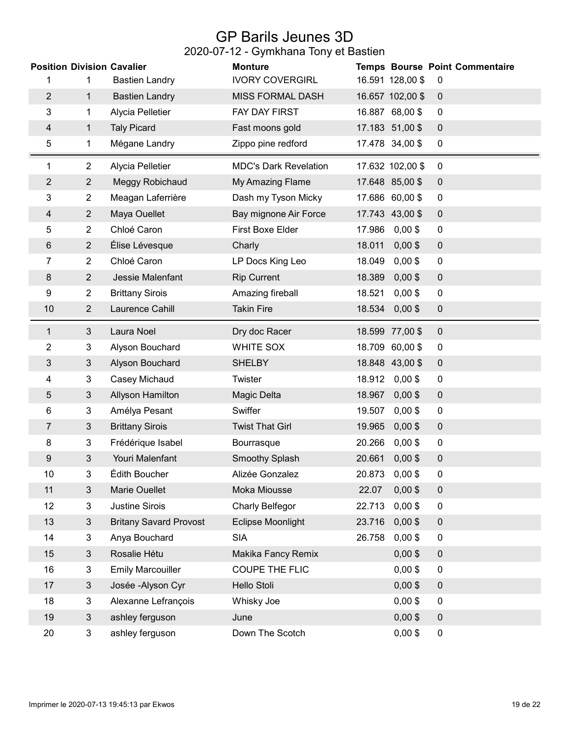# GP Barils Jeunes 3D

## 2020-07-12 - Gymkhana Tony et Bastien

| Position | Division | Cavalier | Monture | Temps | Bourse | Point | Commentaire |
|---|---|---|---|---|---|---|---|
| 1 | 1 | Bastien Landry | IVORY COVERGIRL | 16.591 | 128,00 $ | 0 | |
| 2 | 1 | Bastien Landry | MISS FORMAL DASH | 16.657 | 102,00 $ | 0 | |
| 3 | 1 | Alycia Pelletier | FAY DAY FIRST | 16.887 | 68,00 $ | 0 | |
| 4 | 1 | Taly Picard | Fast moons gold | 17.183 | 51,00 $ | 0 | |
| 5 | 1 | Mégane Landry | Zippo pine redford | 17.478 | 34,00 $ | 0 | |
| 1 | 2 | Alycia Pelletier | MDC's Dark Revelation | 17.632 | 102,00 $ | 0 | |
| 2 | 2 | Meggy Robichaud | My Amazing Flame | 17.648 | 85,00 $ | 0 | |
| 3 | 2 | Meagan Laferrière | Dash my Tyson Micky | 17.686 | 60,00 $ | 0 | |
| 4 | 2 | Maya Ouellet | Bay mignone Air Force | 17.743 | 43,00 $ | 0 | |
| 5 | 2 | Chloé Caron | First Boxe Elder | 17.986 | 0,00 $ | 0 | |
| 6 | 2 | Élise Lévesque | Charly | 18.011 | 0,00 $ | 0 | |
| 7 | 2 | Chloé Caron | LP Docs King Leo | 18.049 | 0,00 $ | 0 | |
| 8 | 2 | Jessie Malenfant | Rip Current | 18.389 | 0,00 $ | 0 | |
| 9 | 2 | Brittany Sirois | Amazing fireball | 18.521 | 0,00 $ | 0 | |
| 10 | 2 | Laurence Cahill | Takin Fire | 18.534 | 0,00 $ | 0 | |
| 1 | 3 | Laura Noel | Dry doc Racer | 18.599 | 77,00 $ | 0 | |
| 2 | 3 | Alyson Bouchard | WHITE SOX | 18.709 | 60,00 $ | 0 | |
| 3 | 3 | Alyson Bouchard | SHELBY | 18.848 | 43,00 $ | 0 | |
| 4 | 3 | Casey Michaud | Twister | 18.912 | 0,00 $ | 0 | |
| 5 | 3 | Allyson Hamilton | Magic Delta | 18.967 | 0,00 $ | 0 | |
| 6 | 3 | Amélya Pesant | Swiffer | 19.507 | 0,00 $ | 0 | |
| 7 | 3 | Brittany Sirois | Twist That Girl | 19.965 | 0,00 $ | 0 | |
| 8 | 3 | Frédérique Isabel | Bourrasque | 20.266 | 0,00 $ | 0 | |
| 9 | 3 | Youri Malenfant | Smoothy Splash | 20.661 | 0,00 $ | 0 | |
| 10 | 3 | Édith Boucher | Alizée Gonzalez | 20.873 | 0,00 $ | 0 | |
| 11 | 3 | Marie Ouellet | Moka Miousse | 22.07 | 0,00 $ | 0 | |
| 12 | 3 | Justine Sirois | Charly Belfegor | 22.713 | 0,00 $ | 0 | |
| 13 | 3 | Britany Savard Provost | Eclipse Moonlight | 23.716 | 0,00 $ | 0 | |
| 14 | 3 | Anya Bouchard | SIA | 26.758 | 0,00 $ | 0 | |
| 15 | 3 | Rosalie Hétu | Makika Fancy Remix | | 0,00 $ | 0 | |
| 16 | 3 | Emily Marcouiller | COUPE THE FLIC | | 0,00 $ | 0 | |
| 17 | 3 | Josée -Alyson Cyr | Hello Stoli | | 0,00 $ | 0 | |
| 18 | 3 | Alexanne Lefrançois | Whisky Joe | | 0,00 $ | 0 | |
| 19 | 3 | ashley ferguson | June | | 0,00 $ | 0 | |
| 20 | 3 | ashley ferguson | Down The Scotch | | 0,00 $ | 0 | |

Imprimer le 2020-07-13 19:45:13 par Ekwos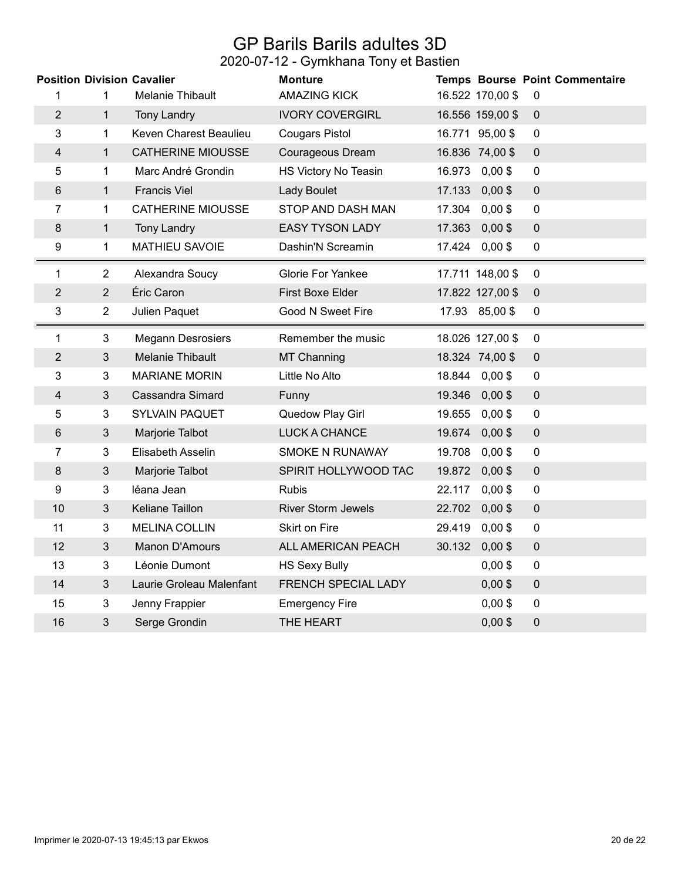# GP Barils Barils adultes 3D

## 2020-07-12 - Gymkhana Tony et Bastien

| Position | Division | Cavalier | Monture | Temps | Bourse | Point | Commentaire |
|---|---|---|---|---|---|---|---|
| 1 | 1 | Melanie Thibault | AMAZING KICK | 16.522 | 170,00 $ | 0 | |
| 2 | 1 | Tony Landry | IVORY COVERGIRL | 16.556 | 159,00 $ | 0 | |
| 3 | 1 | Keven Charest Beaulieu | Cougars Pistol | 16.771 | 95,00 $ | 0 | |
| 4 | 1 | CATHERINE MIOUSSE | Courageous Dream | 16.836 | 74,00 $ | 0 | |
| 5 | 1 | Marc André Grondin | HS Victory No Teasin | 16.973 | 0,00 $ | 0 | |
| 6 | 1 | Francis Viel | Lady Boulet | 17.133 | 0,00 $ | 0 | |
| 7 | 1 | CATHERINE MIOUSSE | STOP AND DASH MAN | 17.304 | 0,00 $ | 0 | |
| 8 | 1 | Tony Landry | EASY TYSON LADY | 17.363 | 0,00 $ | 0 | |
| 9 | 1 | MATHIEU SAVOIE | Dashin'N Screamin | 17.424 | 0,00 $ | 0 | |
| 1 | 2 | Alexandra Soucy | Glorie For Yankee | 17.711 | 148,00 $ | 0 | |
| 2 | 2 | Éric Caron | First Boxe Elder | 17.822 | 127,00 $ | 0 | |
| 3 | 2 | Julien Paquet | Good N Sweet Fire | 17.93 | 85,00 $ | 0 | |
| 1 | 3 | Megann Desrosiers | Remember the music | 18.026 | 127,00 $ | 0 | |
| 2 | 3 | Melanie Thibault | MT Channing | 18.324 | 74,00 $ | 0 | |
| 3 | 3 | MARIANE MORIN | Little No Alto | 18.844 | 0,00 $ | 0 | |
| 4 | 3 | Cassandra Simard | Funny | 19.346 | 0,00 $ | 0 | |
| 5 | 3 | SYLVAIN PAQUET | Quedow Play Girl | 19.655 | 0,00 $ | 0 | |
| 6 | 3 | Marjorie Talbot | LUCK A CHANCE | 19.674 | 0,00 $ | 0 | |
| 7 | 3 | Elisabeth Asselin | SMOKE N RUNAWAY | 19.708 | 0,00 $ | 0 | |
| 8 | 3 | Marjorie Talbot | SPIRIT HOLLYWOOD TAC | 19.872 | 0,00 $ | 0 | |
| 9 | 3 | léana Jean | Rubis | 22.117 | 0,00 $ | 0 | |
| 10 | 3 | Keliane Taillon | River Storm Jewels | 22.702 | 0,00 $ | 0 | |
| 11 | 3 | MELINA COLLIN | Skirt on Fire | 29.419 | 0,00 $ | 0 | |
| 12 | 3 | Manon D'Amours | ALL AMERICAN PEACH | 30.132 | 0,00 $ | 0 | |
| 13 | 3 | Léonie Dumont | HS Sexy Bully | | 0,00 $ | 0 | |
| 14 | 3 | Laurie Groleau Malenfant | FRENCH SPECIAL LADY | | 0,00 $ | 0 | |
| 15 | 3 | Jenny Frappier | Emergency Fire | | 0,00 $ | 0 | |
| 16 | 3 | Serge Grondin | THE HEART | | 0,00 $ | 0 | |

Imprimer le 2020-07-13 19:45:13 par Ekwos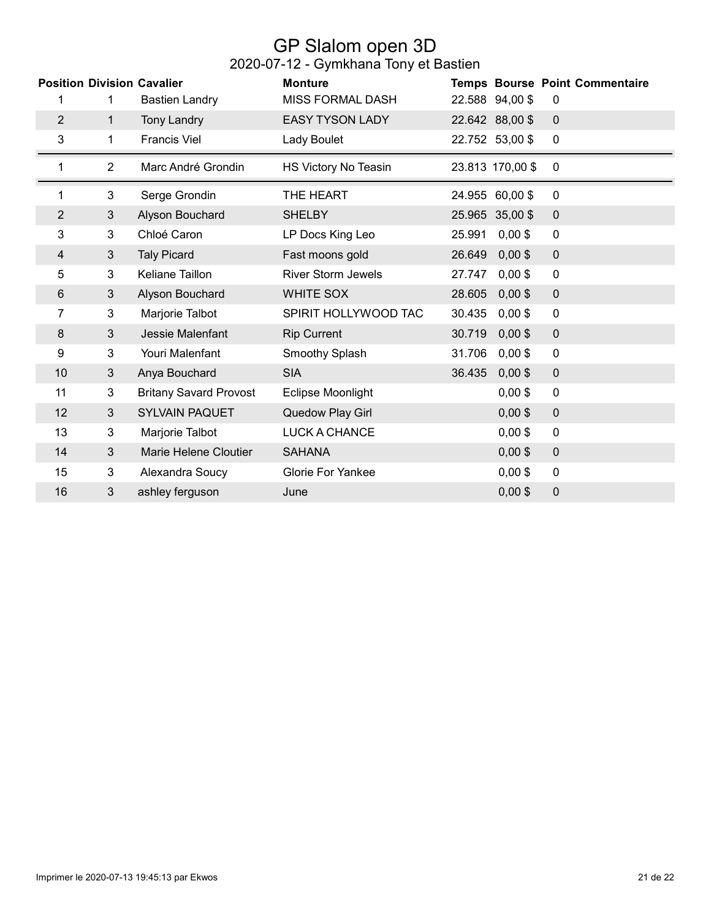# GP Slalom open 3D

## 2020-07-12 - Gymkhana Tony et Bastien

| Position | Division | Cavalier | Monture | Temps | Bourse | Point | Commentaire |
|---|---|---|---|---|---|---|---|
| 1 | 1 | Bastien Landry | MISS FORMAL DASH | 22.588 | 94,00 $ | 0 | |
| 2 | 1 | Tony Landry | EASY TYSON LADY | 22.642 | 88,00 $ | 0 | |
| 3 | 1 | Francis Viel | Lady Boulet | 22.752 | 53,00 $ | 0 | |
| 1 | 2 | Marc André Grondin | HS Victory No Teasin | 23.813 | 170,00 $ | 0 | |
| 1 | 3 | Serge Grondin | THE HEART | 24.955 | 60,00 $ | 0 | |
| 2 | 3 | Alyson Bouchard | SHELBY | 25.965 | 35,00 $ | 0 | |
| 3 | 3 | Chloé Caron | LP Docs King Leo | 25.991 | 0,00 $ | 0 | |
| 4 | 3 | Taly Picard | Fast moons gold | 26.649 | 0,00 $ | 0 | |
| 5 | 3 | Keliane Taillon | River Storm Jewels | 27.747 | 0,00 $ | 0 | |
| 6 | 3 | Alyson Bouchard | WHITE SOX | 28.605 | 0,00 $ | 0 | |
| 7 | 3 | Marjorie Talbot | SPIRIT HOLLYWOOD TAC | 30.435 | 0,00 $ | 0 | |
| 8 | 3 | Jessie Malenfant | Rip Current | 30.719 | 0,00 $ | 0 | |
| 9 | 3 | Youri Malenfant | Smoothy Splash | 31.706 | 0,00 $ | 0 | |
| 10 | 3 | Anya Bouchard | SIA | 36.435 | 0,00 $ | 0 | |
| 11 | 3 | Britany Savard Provost | Eclipse Moonlight | | 0,00 $ | 0 | |
| 12 | 3 | SYLVAIN PAQUET | Quedow Play Girl | | 0,00 $ | 0 | |
| 13 | 3 | Marjorie Talbot | LUCK A CHANCE | | 0,00 $ | 0 | |
| 14 | 3 | Marie Helene Cloutier | SAHANA | | 0,00 $ | 0 | |
| 15 | 3 | Alexandra Soucy | Glorie For Yankee | | 0,00 $ | 0 | |
| 16 | 3 | ashley ferguson | June | | 0,00 $ | 0 | |

Imprimer le 2020-07-13 19:45:13 par Ekwos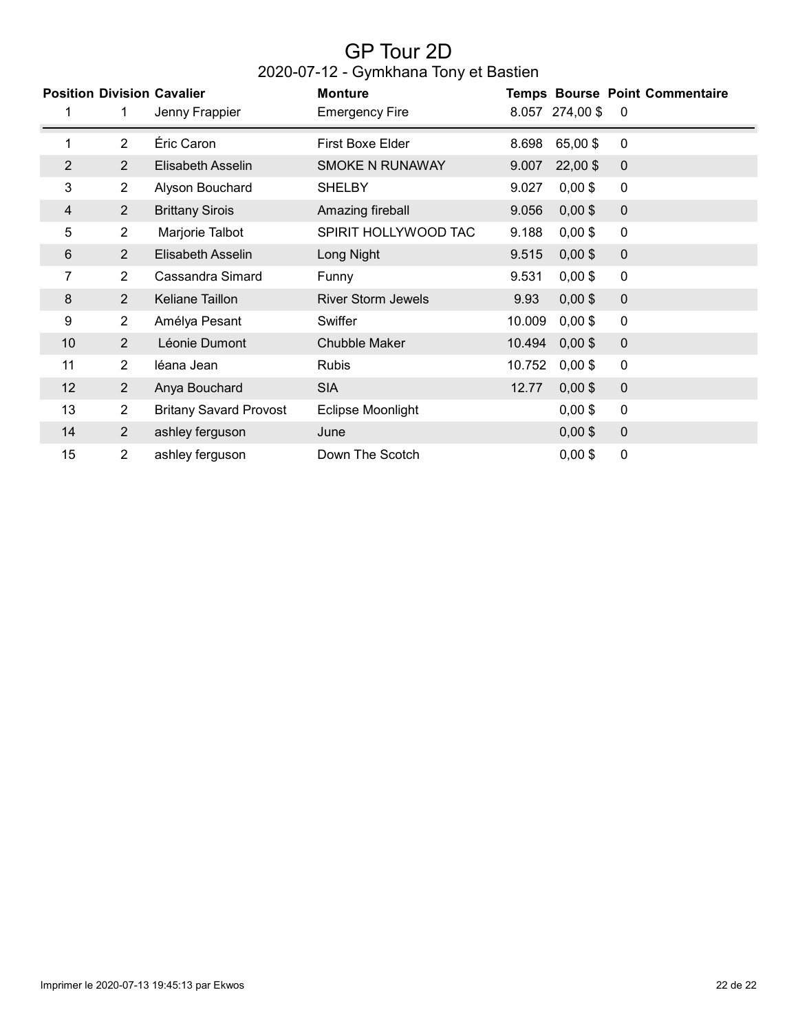# GP Tour 2D

## 2020-07-12 - Gymkhana Tony et Bastien

| Position | Division | Cavalier | Monture | Temps | Bourse | Point | Commentaire |
|---|---|---|---|---|---|---|---|
| 1 | 1 | Jenny Frappier | Emergency Fire | 8.057 | 274,00 $ | 0 | |
| 1 | 2 | Éric Caron | First Boxe Elder | 8.698 | 65,00 $ | 0 | |
| 2 | 2 | Elisabeth Asselin | SMOKE N RUNAWAY | 9.007 | 22,00 $ | 0 | |
| 3 | 2 | Alyson Bouchard | SHELBY | 9.027 | 0,00 $ | 0 | |
| 4 | 2 | Brittany Sirois | Amazing fireball | 9.056 | 0,00 $ | 0 | |
| 5 | 2 | Marjorie Talbot | SPIRIT HOLLYWOOD TAC | 9.188 | 0,00 $ | 0 | |
| 6 | 2 | Elisabeth Asselin | Long Night | 9.515 | 0,00 $ | 0 | |
| 7 | 2 | Cassandra Simard | Funny | 9.531 | 0,00 $ | 0 | |
| 8 | 2 | Keliane Taillon | River Storm Jewels | 9.93 | 0,00 $ | 0 | |
| 9 | 2 | Amélya Pesant | Swiffer | 10.009 | 0,00 $ | 0 | |
| 10 | 2 | Léonie Dumont | Chubble Maker | 10.494 | 0,00 $ | 0 | |
| 11 | 2 | léana Jean | Rubis | 10.752 | 0,00 $ | 0 | |
| 12 | 2 | Anya Bouchard | SIA | 12.77 | 0,00 $ | 0 | |
| 13 | 2 | Britany Savard Provost | Eclipse Moonlight | | 0,00 $ | 0 | |
| 14 | 2 | ashley ferguson | June | | 0,00 $ | 0 | |
| 15 | 2 | ashley ferguson | Down The Scotch | | 0,00 $ | 0 | |

Imprimer le 2020-07-13 19:45:13 par Ekwos